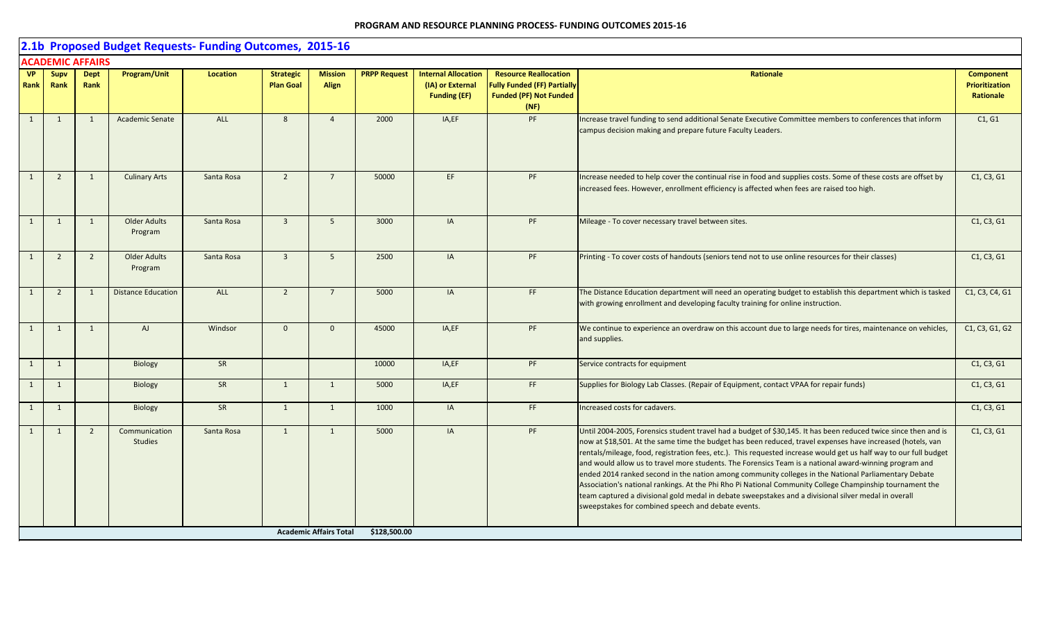## 2.1b Proposed Budget Requests- Funding Outcomes, 2015-16

### ACADEMIC AFFAIRS

| VP Rank | Supv Rank | Dept Rank | Program/Unit | Location | Strategic Plan Goal | Mission Align | PRPP Request | Internal Allocation (IA) or External Funding (EF) | Resource Reallocation Fully Funded (FF) Partially Funded (PF) Not Funded (NF) | Rationale | Component Prioritization Rationale |
|---|---|---|---|---|---|---|---|---|---|---|---|
| 1 | 1 | 1 | Academic Senate | ALL | 8 | 4 | 2000 | IA,EF | PF | Increase travel funding to send additional Senate Executive Committee members to conferences that inform campus decision making and prepare future Faculty Leaders. | C1, G1 |
| 1 | 2 | 1 | Culinary Arts | Santa Rosa | 2 | 7 | 50000 | EF | PF | Increase needed to help cover the continual rise in food and supplies costs. Some of these costs are offset by increased fees. However, enrollment efficiency is affected when fees are raised too high. | C1, C3, G1 |
| 1 | 1 | 1 | Older Adults Program | Santa Rosa | 3 | 5 | 3000 | IA | PF | Mileage - To cover necessary travel between sites. | C1, C3, G1 |
| 1 | 2 | 2 | Older Adults Program | Santa Rosa | 3 | 5 | 2500 | IA | PF | Printing - To cover costs of handouts (seniors tend not to use online resources for their classes) | C1, C3, G1 |
| 1 | 2 | 1 | Distance Education | ALL | 2 | 7 | 5000 | IA | FF | The Distance Education department will need an operating budget to establish this department which is tasked with growing enrollment and developing faculty training for online instruction. | C1, C3, C4, G1 |
| 1 | 1 | 1 | AJ | Windsor | 0 | 0 | 45000 | IA,EF | PF | We continue to experience an overdraw on this account due to large needs for tires, maintenance on vehicles, and supplies. | C1, C3, G1, G2 |
| 1 | 1 | | Biology | SR | | | 10000 | IA,EF | PF | Service contracts for equipment | C1, C3, G1 |
| 1 | 1 | | Biology | SR | 1 | 1 | 5000 | IA,EF | FF | Supplies for Biology Lab Classes. (Repair of Equipment, contact VPAA for repair funds) | C1, C3, G1 |
| 1 | 1 | | Biology | SR | 1 | 1 | 1000 | IA | FF | Increased costs for cadavers. | C1, C3, G1 |
| 1 | 1 | 2 | Communication Studies | Santa Rosa | 1 | 1 | 5000 | IA | PF | Until 2004-2005, Forensics student travel had a budget of $30,145. It has been reduced twice since then and is now at $18,501. At the same time the budget has been reduced, travel expenses have increased (hotels, van rentals/mileage, food, registration fees, etc.). This requested increase would get us half way to our full budget and would allow us to travel more students. The Forensics Team is a national award-winning program and ended 2014 ranked second in the nation among community colleges in the National Parliamentary Debate Association's national rankings. At the Phi Rho Pi National Community College Champinship tournament the team captured a divisional gold medal in debate sweepstakes and a divisional silver medal in overall sweepstakes for combined speech and debate events. | C1, C3, G1 |
| | | | | | | **Academic Affairs Total** | **$128,500.00** | | | | |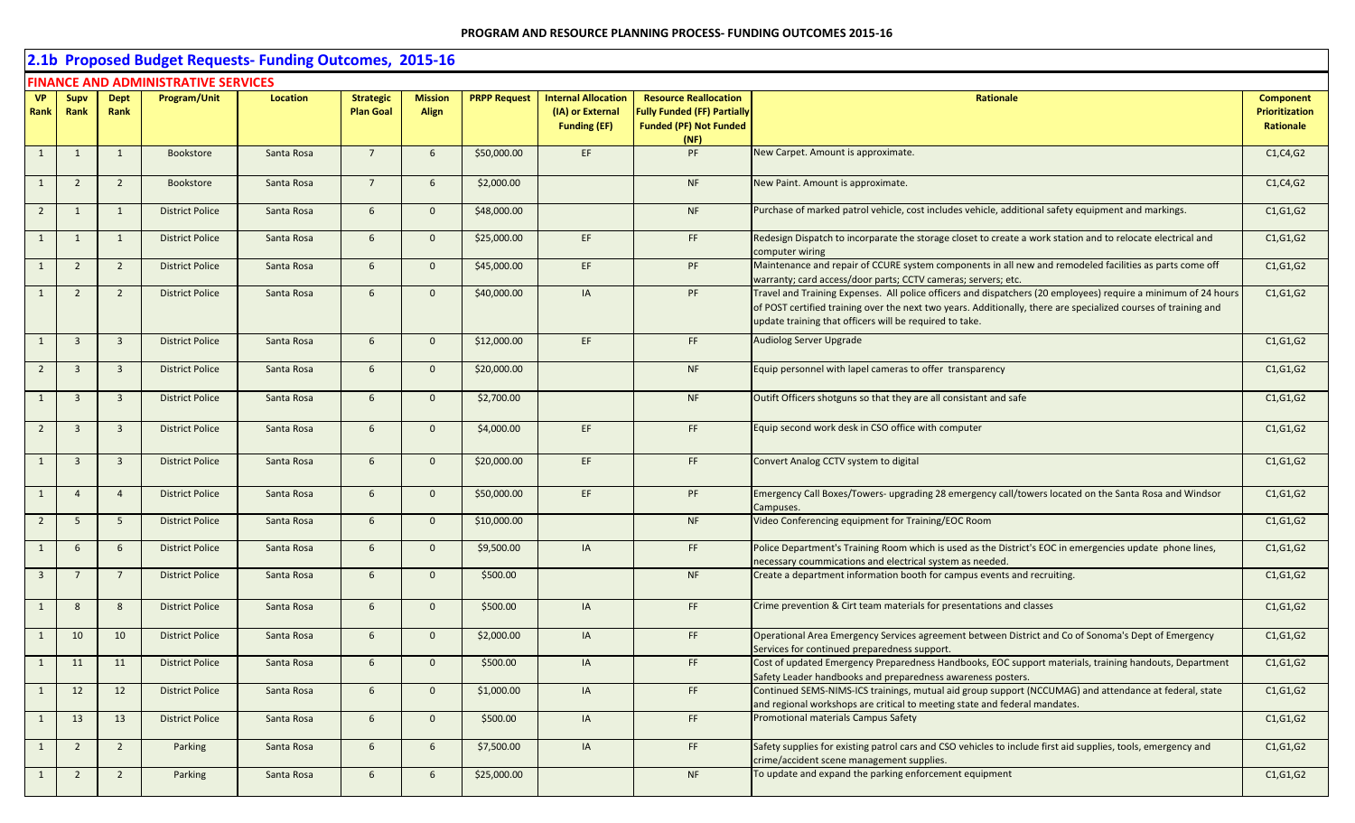## 2.1b Proposed Budget Requests- Funding Outcomes, 2015-16

### FINANCE AND ADMINISTRATIVE SERVICES

| VP Rank | Supv Rank | Dept Rank | Program/Unit | Location | Strategic Plan Goal | Mission Align | PRPP Request | Internal Allocation (IA) or External Funding (EF) | Resource Reallocation Fully Funded (FF) Partially Funded (PF) Not Funded (NF) | Rationale | Component Prioritization Rationale |
|---|---|---|---|---|---|---|---|---|---|---|---|
| 1 | 1 | 1 | Bookstore | Santa Rosa | 7 | 6 | $50,000.00 | EF | PF | New Carpet. Amount is approximate. | C1,C4,G2 |
| 1 | 2 | 2 | Bookstore | Santa Rosa | 7 | 6 | $2,000.00 | | NF | New Paint. Amount is approximate. | C1,C4,G2 |
| 2 | 1 | 1 | District Police | Santa Rosa | 6 | 0 | $48,000.00 | | NF | Purchase of marked patrol vehicle, cost includes vehicle, additional safety equipment and markings. | C1,G1,G2 |
| 1 | 1 | 1 | District Police | Santa Rosa | 6 | 0 | $25,000.00 | EF | FF | Redesign Dispatch to incorparate the storage closet to create a work station and to relocate electrical and computer wiring | C1,G1,G2 |
| 1 | 2 | 2 | District Police | Santa Rosa | 6 | 0 | $45,000.00 | EF | PF | Maintenance and repair of CCURE system components in all new and remodeled facilities as parts come off warranty; card access/door parts; CCTV cameras; servers; etc. | C1,G1,G2 |
| 1 | 2 | 2 | District Police | Santa Rosa | 6 | 0 | $40,000.00 | IA | PF | Travel and Training Expenses. All police officers and dispatchers (20 employees) require a minimum of 24 hours of POST certified training over the next two years. Additionally, there are specialized courses of training and update training that officers will be required to take. | C1,G1,G2 |
| 1 | 3 | 3 | District Police | Santa Rosa | 6 | 0 | $12,000.00 | EF | FF | Audiolog Server Upgrade | C1,G1,G2 |
| 2 | 3 | 3 | District Police | Santa Rosa | 6 | 0 | $20,000.00 | | NF | Equip personnel with lapel cameras to offer transparency | C1,G1,G2 |
| 1 | 3 | 3 | District Police | Santa Rosa | 6 | 0 | $2,700.00 | | NF | Outift Officers shotguns so that they are all consistant and safe | C1,G1,G2 |
| 2 | 3 | 3 | District Police | Santa Rosa | 6 | 0 | $4,000.00 | EF | FF | Equip second work desk in CSO office with computer | C1,G1,G2 |
| 1 | 3 | 3 | District Police | Santa Rosa | 6 | 0 | $20,000.00 | EF | FF | Convert Analog CCTV system to digital | C1,G1,G2 |
| 1 | 4 | 4 | District Police | Santa Rosa | 6 | 0 | $50,000.00 | EF | PF | Emergency Call Boxes/Towers- upgrading 28 emergency call/towers located on the Santa Rosa and Windsor Campuses. | C1,G1,G2 |
| 2 | 5 | 5 | District Police | Santa Rosa | 6 | 0 | $10,000.00 | | NF | Video Conferencing equipment for Training/EOC Room | C1,G1,G2 |
| 1 | 6 | 6 | District Police | Santa Rosa | 6 | 0 | $9,500.00 | IA | FF | Police Department's Training Room which is used as the District's EOC in emergencies update phone lines, necessary coummications and electrical system as needed. | C1,G1,G2 |
| 3 | 7 | 7 | District Police | Santa Rosa | 6 | 0 | $500.00 | | NF | Create a department information booth for campus events and recruiting. | C1,G1,G2 |
| 1 | 8 | 8 | District Police | Santa Rosa | 6 | 0 | $500.00 | IA | FF | Crime prevention & Cirt team materials for presentations and classes | C1,G1,G2 |
| 1 | 10 | 10 | District Police | Santa Rosa | 6 | 0 | $2,000.00 | IA | FF | Operational Area Emergency Services agreement between District and Co of Sonoma's Dept of Emergency Services for continued preparedness support. | C1,G1,G2 |
| 1 | 11 | 11 | District Police | Santa Rosa | 6 | 0 | $500.00 | IA | FF | Cost of updated Emergency Preparedness Handbooks, EOC support materials, training handouts, Department Safety Leader handbooks and preparedness awareness posters. | C1,G1,G2 |
| 1 | 12 | 12 | District Police | Santa Rosa | 6 | 0 | $1,000.00 | IA | FF | Continued SEMS-NIMS-ICS trainings, mutual aid group support (NCCUMAG) and attendance at federal, state and regional workshops are critical to meeting state and federal mandates. | C1,G1,G2 |
| 1 | 13 | 13 | District Police | Santa Rosa | 6 | 0 | $500.00 | IA | FF | Promotional materials Campus Safety | C1,G1,G2 |
| 1 | 2 | 2 | Parking | Santa Rosa | 6 | 6 | $7,500.00 | IA | FF | Safety supplies for existing patrol cars and CSO vehicles to include first aid supplies, tools, emergency and crime/accident scene management supplies. | C1,G1,G2 |
| 1 | 2 | 2 | Parking | Santa Rosa | 6 | 6 | $25,000.00 | | NF | To update and expand the parking enforcement equipment | C1,G1,G2 |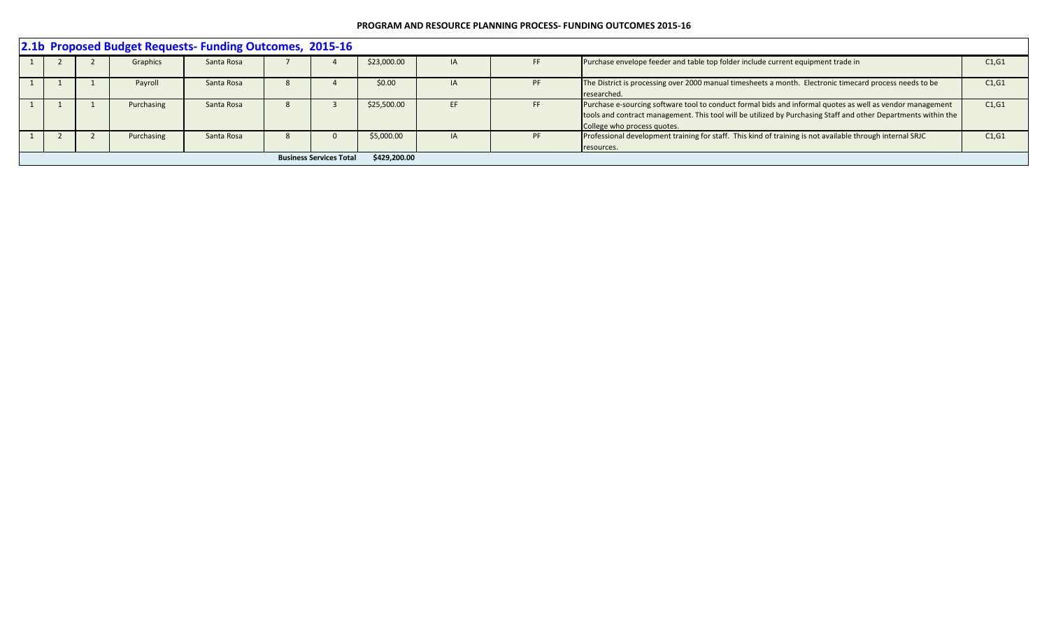**PROGRAM AND RESOURCE PLANNING PROCESS- FUNDING OUTCOMES 2015-16**

## 2.1b Proposed Budget Requests- Funding Outcomes, 2015-16

| | | | | | | | | | | | |
|---|---|---|---|---|---|---|---|---|---|---|---|
| 1 | 2 | 2 | Graphics | Santa Rosa | 7 | 4 | $23,000.00 | IA | FF | Purchase envelope feeder and table top folder include current equipment trade in | C1,G1 |
| 1 | 1 | 1 | Payroll | Santa Rosa | 8 | 4 | $0.00 | IA | PF | The District is processing over 2000 manual timesheets a month. Electronic timecard process needs to be researched. | C1,G1 |
| 1 | 1 | 1 | Purchasing | Santa Rosa | 8 | 3 | $25,500.00 | EF | FF | Purchase e-sourcing software tool to conduct formal bids and informal quotes as well as vendor management tools and contract management. This tool will be utilized by Purchasing Staff and other Departments within the College who process quotes. | C1,G1 |
| 1 | 2 | 2 | Purchasing | Santa Rosa | 8 | 0 | $5,000.00 | IA | PF | Professional development training for staff. This kind of training is not available through internal SRJC resources. | C1,G1 |
| | | | | | | **Business Services Total** | **$429,200.00** | | | | |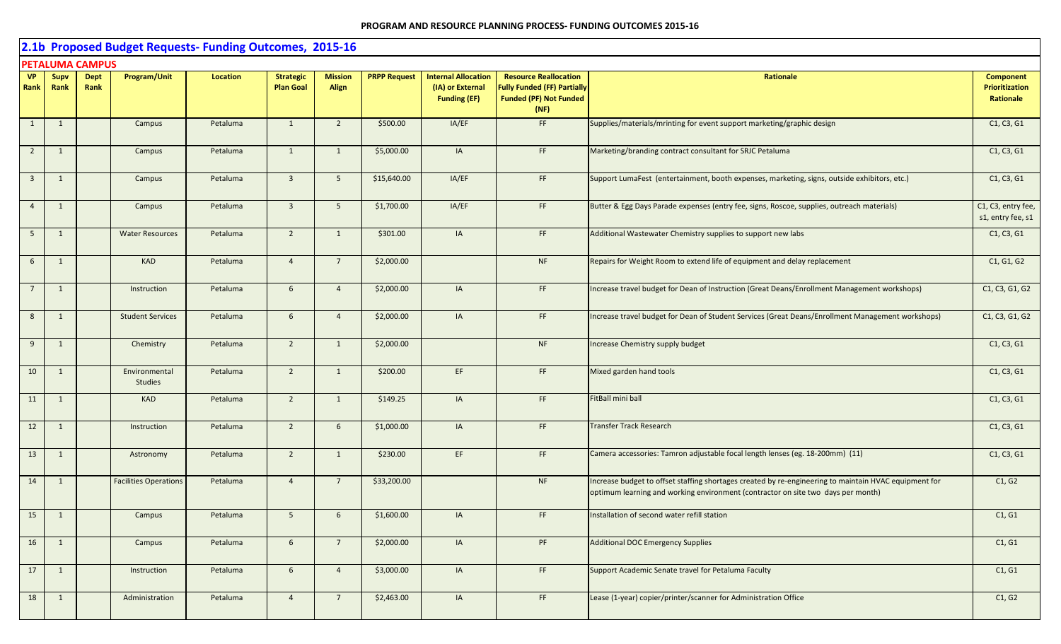## 2.1b Proposed Budget Requests- Funding Outcomes, 2015-16

### PETALUMA CAMPUS

| VP Rank | Supv Rank | Dept Rank | Program/Unit | Location | Strategic Plan Goal | Mission Align | PRPP Request | Internal Allocation (IA) or External Funding (EF) | Resource Reallocation Fully Funded (FF) Partially Funded (PF) Not Funded (NF) | Rationale | Component Prioritization Rationale |
|---|---|---|---|---|---|---|---|---|---|---|---|
| 1 | 1 | | Campus | Petaluma | 1 | 2 | $500.00 | IA/EF | FF | Supplies/materials/mrinting for event support marketing/graphic design | C1, C3, G1 |
| 2 | 1 | | Campus | Petaluma | 1 | 1 | $5,000.00 | IA | FF | Marketing/branding contract consultant for SRJC Petaluma | C1, C3, G1 |
| 3 | 1 | | Campus | Petaluma | 3 | 5 | $15,640.00 | IA/EF | FF | Support LumaFest (entertainment, booth expenses, marketing, signs, outside exhibitors, etc.) | C1, C3, G1 |
| 4 | 1 | | Campus | Petaluma | 3 | 5 | $1,700.00 | IA/EF | FF | Butter & Egg Days Parade expenses (entry fee, signs, Roscoe, supplies, outreach materials) | C1, C3, entry fee, s1, entry fee, s1 |
| 5 | 1 | | Water Resources | Petaluma | 2 | 1 | $301.00 | IA | FF | Additional Wastewater Chemistry supplies to support new labs | C1, C3, G1 |
| 6 | 1 | | KAD | Petaluma | 4 | 7 | $2,000.00 | | NF | Repairs for Weight Room to extend life of equipment and delay replacement | C1, G1, G2 |
| 7 | 1 | | Instruction | Petaluma | 6 | 4 | $2,000.00 | IA | FF | Increase travel budget for Dean of Instruction (Great Deans/Enrollment Management workshops) | C1, C3, G1, G2 |
| 8 | 1 | | Student Services | Petaluma | 6 | 4 | $2,000.00 | IA | FF | Increase travel budget for Dean of Student Services (Great Deans/Enrollment Management workshops) | C1, C3, G1, G2 |
| 9 | 1 | | Chemistry | Petaluma | 2 | 1 | $2,000.00 | | NF | Increase Chemistry supply budget | C1, C3, G1 |
| 10 | 1 | | Environmental Studies | Petaluma | 2 | 1 | $200.00 | EF | FF | Mixed garden hand tools | C1, C3, G1 |
| 11 | 1 | | KAD | Petaluma | 2 | 1 | $149.25 | IA | FF | FitBall mini ball | C1, C3, G1 |
| 12 | 1 | | Instruction | Petaluma | 2 | 6 | $1,000.00 | IA | FF | Transfer Track Research | C1, C3, G1 |
| 13 | 1 | | Astronomy | Petaluma | 2 | 1 | $230.00 | EF | FF | Camera accessories: Tamron adjustable focal length lenses (eg. 18-200mm) (11) | C1, C3, G1 |
| 14 | 1 | | Facilities Operations | Petaluma | 4 | 7 | $33,200.00 | | NF | Increase budget to offset staffing shortages created by re-engineering to maintain HVAC equipment for optimum learning and working environment (contractor on site two days per month) | C1, G2 |
| 15 | 1 | | Campus | Petaluma | 5 | 6 | $1,600.00 | IA | FF | Installation of second water refill station | C1, G1 |
| 16 | 1 | | Campus | Petaluma | 6 | 7 | $2,000.00 | IA | PF | Additional DOC Emergency Supplies | C1, G1 |
| 17 | 1 | | Instruction | Petaluma | 6 | 4 | $3,000.00 | IA | FF | Support Academic Senate travel for Petaluma Faculty | C1, G1 |
| 18 | 1 | | Administration | Petaluma | 4 | 7 | $2,463.00 | IA | FF | Lease (1-year) copier/printer/scanner for Administration Office | C1, G2 |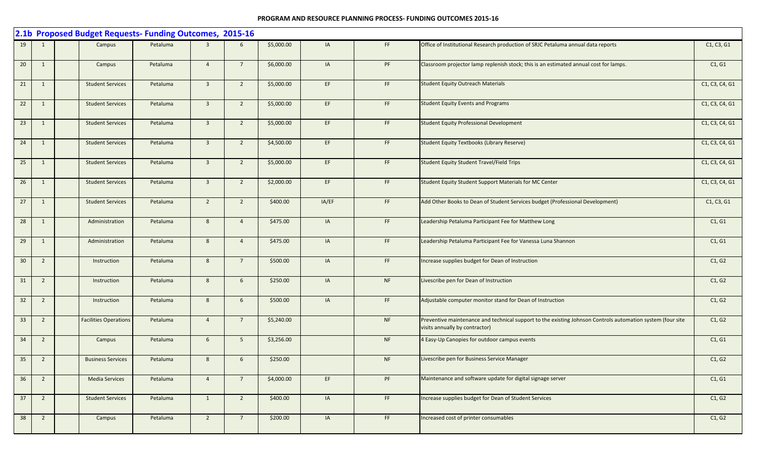## 2.1b Proposed Budget Requests- Funding Outcomes, 2015-16

| | | | | | | | | | | | |
|---|---|---|---|---|---|---|---|---|---|---|---|
| 19 | 1 | | Campus | Petaluma | 3 | 6 | $5,000.00 | IA | FF | Office of Institutional Research production of SRJC Petaluma annual data reports | C1, C3, G1 |
| 20 | 1 | | Campus | Petaluma | 4 | 7 | $6,000.00 | IA | PF | Classroom projector lamp replenish stock; this is an estimated annual cost for lamps. | C1, G1 |
| 21 | 1 | | Student Services | Petaluma | 3 | 2 | $5,000.00 | EF | FF | Student Equity Outreach Materials | C1, C3, C4, G1 |
| 22 | 1 | | Student Services | Petaluma | 3 | 2 | $5,000.00 | EF | FF | Student Equity Events and Programs | C1, C3, C4, G1 |
| 23 | 1 | | Student Services | Petaluma | 3 | 2 | $5,000.00 | EF | FF | Student Equity Professional Development | C1, C3, C4, G1 |
| 24 | 1 | | Student Services | Petaluma | 3 | 2 | $4,500.00 | EF | FF | Student Equity Textbooks (Library Reserve) | C1, C3, C4, G1 |
| 25 | 1 | | Student Services | Petaluma | 3 | 2 | $5,000.00 | EF | FF | Student Equity Student Travel/Field Trips | C1, C3, C4, G1 |
| 26 | 1 | | Student Services | Petaluma | 3 | 2 | $2,000.00 | EF | FF | Student Equity Student Support Materials for MC Center | C1, C3, C4, G1 |
| 27 | 1 | | Student Services | Petaluma | 2 | 2 | $400.00 | IA/EF | FF | Add Other Books to Dean of Student Services budget (Professional Development) | C1, C3, G1 |
| 28 | 1 | | Administration | Petaluma | 8 | 4 | $475.00 | IA | FF | Leadership Petaluma Participant Fee for Matthew Long | C1, G1 |
| 29 | 1 | | Administration | Petaluma | 8 | 4 | $475.00 | IA | FF | Leadership Petaluma Participant Fee for Vanessa Luna Shannon | C1, G1 |
| 30 | 2 | | Instruction | Petaluma | 8 | 7 | $500.00 | IA | FF | Increase supplies budget for Dean of Instruction | C1, G2 |
| 31 | 2 | | Instruction | Petaluma | 8 | 6 | $250.00 | IA | NF | Livescribe pen for Dean of Instruction | C1, G2 |
| 32 | 2 | | Instruction | Petaluma | 8 | 6 | $500.00 | IA | FF | Adjustable computer monitor stand for Dean of Instruction | C1, G2 |
| 33 | 2 | | Facilities Operations | Petaluma | 4 | 7 | $5,240.00 | | NF | Preventive maintenance and technical support to the existing Johnson Controls automation system (four site visits annually by contractor) | C1, G2 |
| 34 | 2 | | Campus | Petaluma | 6 | 5 | $3,256.00 | | NF | 4 Easy-Up Canopies for outdoor campus events | C1, G1 |
| 35 | 2 | | Business Services | Petaluma | 8 | 6 | $250.00 | | NF | Livescribe pen for Business Service Manager | C1, G2 |
| 36 | 2 | | Media Services | Petaluma | 4 | 7 | $4,000.00 | EF | PF | Maintenance and software update for digital signage server | C1, G1 |
| 37 | 2 | | Student Services | Petaluma | 1 | 2 | $400.00 | IA | FF | Increase supplies budget for Dean of Student Services | C1, G2 |
| 38 | 2 | | Campus | Petaluma | 2 | 7 | $200.00 | IA | FF | Increased cost of printer consumables | C1, G2 |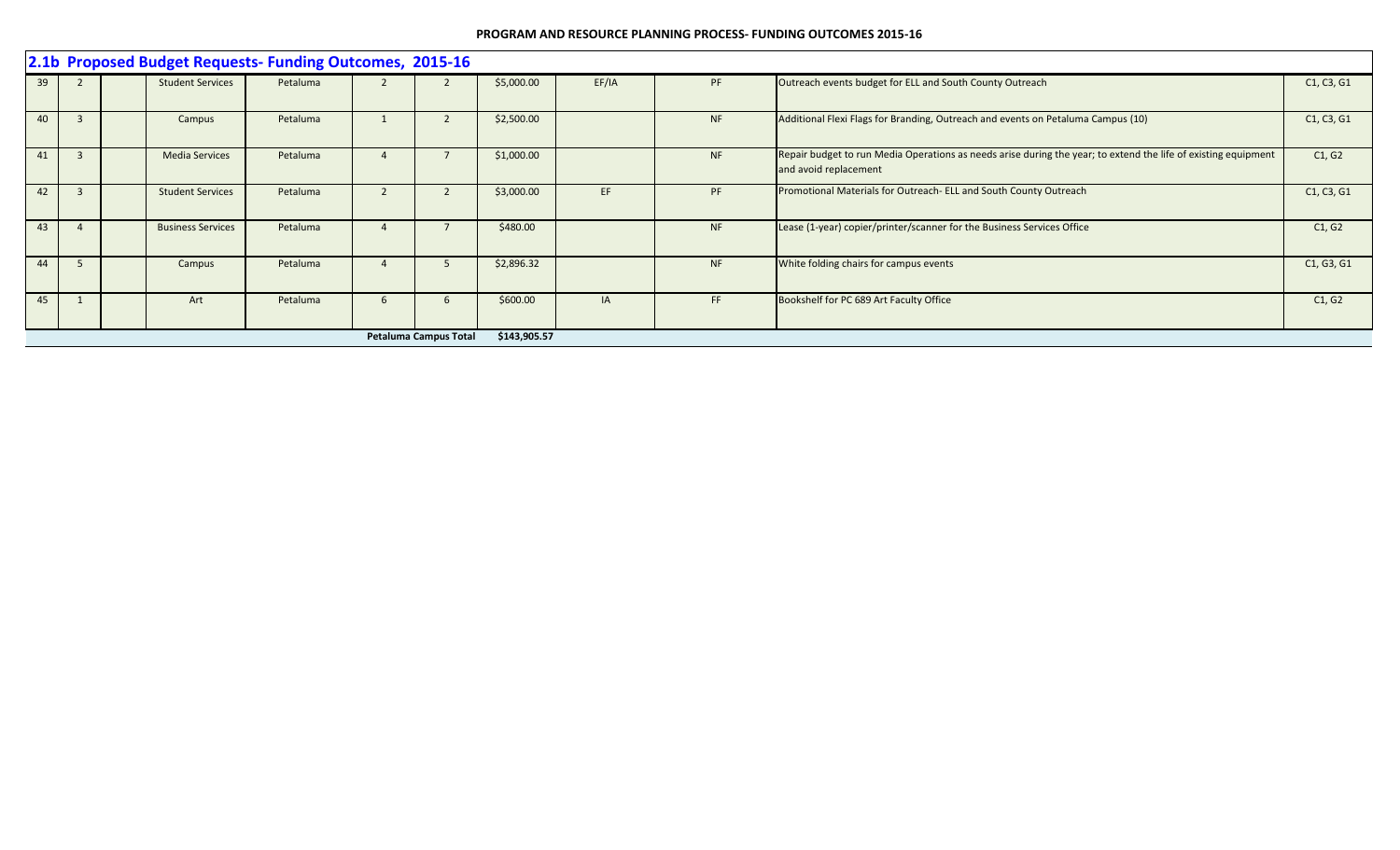PROGRAM AND RESOURCE PLANNING PROCESS- FUNDING OUTCOMES 2015-16

## 2.1b Proposed Budget Requests- Funding Outcomes, 2015-16

| | | | | | | | | | | | |
|---|---|---|---|---|---|---|---|---|---|---|---|
| 39 | 2 | | Student Services | Petaluma | 2 | 2 | $5,000.00 | EF/IA | PF | Outreach events budget for ELL and South County Outreach | C1, C3, G1 |
| 40 | 3 | | Campus | Petaluma | 1 | 2 | $2,500.00 | | NF | Additional Flexi Flags for Branding, Outreach and events on Petaluma Campus (10) | C1, C3, G1 |
| 41 | 3 | | Media Services | Petaluma | 4 | 7 | $1,000.00 | | NF | Repair budget to run Media Operations as needs arise during the year; to extend the life of existing equipment and avoid replacement | C1, G2 |
| 42 | 3 | | Student Services | Petaluma | 2 | 2 | $3,000.00 | EF | PF | Promotional Materials for Outreach- ELL and South County Outreach | C1, C3, G1 |
| 43 | 4 | | Business Services | Petaluma | 4 | 7 | $480.00 | | NF | Lease (1-year) copier/printer/scanner for the Business Services Office | C1, G2 |
| 44 | 5 | | Campus | Petaluma | 4 | 5 | $2,896.32 | | NF | White folding chairs for campus events | C1, G3, G1 |
| 45 | 1 | | Art | Petaluma | 6 | 6 | $600.00 | IA | FF | Bookshelf for PC 689 Art Faculty Office | C1, G2 |
| | | | | | | **Petaluma Campus Total** | **$143,905.57** | | | | |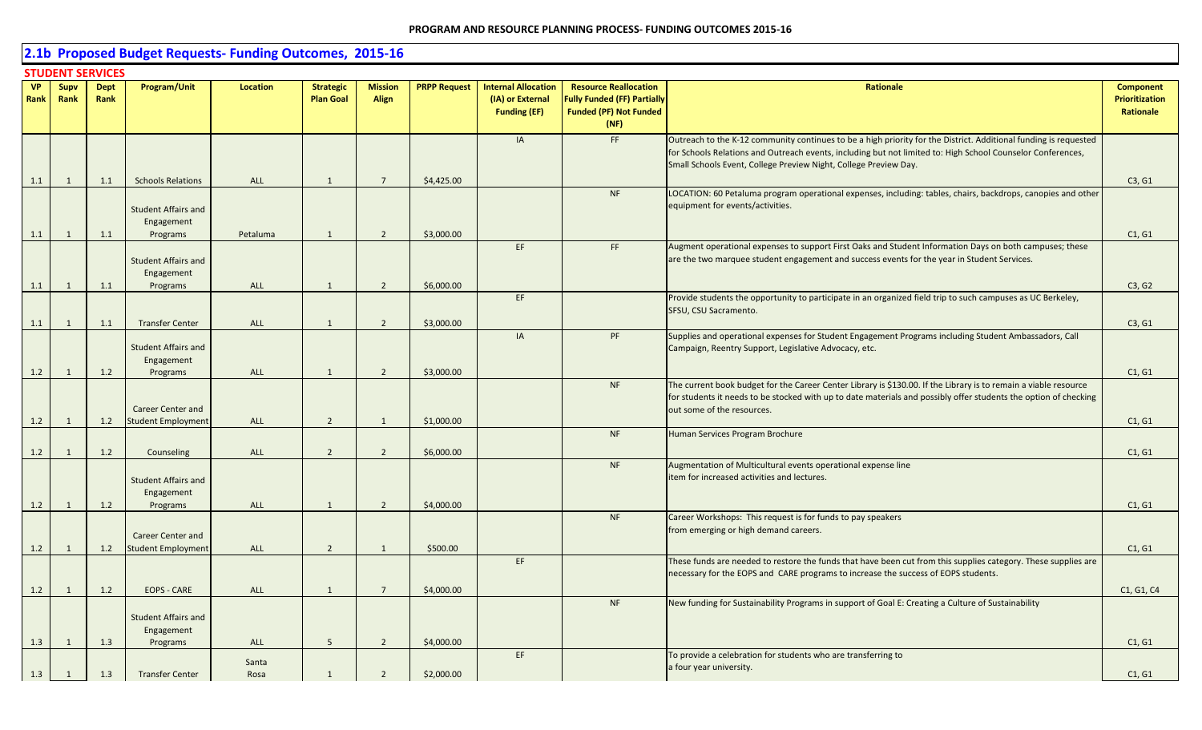## 2.1b Proposed Budget Requests- Funding Outcomes, 2015-16

### STUDENT SERVICES

| VP Rank | Supv Rank | Dept Rank | Program/Unit | Location | Strategic Plan Goal | Mission Align | PRPP Request | Internal Allocation (IA) or External Funding (EF) | Resource Reallocation Fully Funded (FF) Partially Funded (PF) Not Funded (NF) | Rationale | Component Prioritization Rationale |
|---|---|---|---|---|---|---|---|---|---|---|---|
| 1.1 | 1 | 1.1 | Schools Relations | ALL | 1 | 7 | $4,425.00 | IA | FF | Outreach to the K-12 community continues to be a high priority for the District. Additional funding is requested for Schools Relations and Outreach events, including but not limited to: High School Counselor Conferences, Small Schools Event, College Preview Night, College Preview Day. | C3, G1 |
| 1.1 | 1 | 1.1 | Student Affairs and Engagement Programs | Petaluma | 1 | 2 | $3,000.00 | | NF | LOCATION: 60 Petaluma program operational expenses, including: tables, chairs, backdrops, canopies and other equipment for events/activities. | C1, G1 |
| 1.1 | 1 | 1.1 | Student Affairs and Engagement Programs | ALL | 1 | 2 | $6,000.00 | EF | FF | Augment operational expenses to support First Oaks and Student Information Days on both campuses; these are the two marquee student engagement and success events for the year in Student Services. | C3, G2 |
| 1.1 | 1 | 1.1 | Transfer Center | ALL | 1 | 2 | $3,000.00 | EF | | Provide students the opportunity to participate in an organized field trip to such campuses as UC Berkeley, SFSU, CSU Sacramento. | C3, G1 |
| 1.2 | 1 | 1.2 | Student Affairs and Engagement Programs | ALL | 1 | 2 | $3,000.00 | IA | PF | Supplies and operational expenses for Student Engagement Programs including Student Ambassadors, Call Campaign, Reentry Support, Legislative Advocacy, etc. | C1, G1 |
| 1.2 | 1 | 1.2 | Career Center and Student Employment | ALL | 2 | 1 | $1,000.00 | | NF | The current book budget for the Career Center Library is $130.00. If the Library is to remain a viable resource for students it needs to be stocked with up to date materials and possibly offer students the option of checking out some of the resources. | C1, G1 |
| 1.2 | 1 | 1.2 | Counseling | ALL | 2 | 2 | $6,000.00 | | NF | Human Services Program Brochure | C1, G1 |
| 1.2 | 1 | 1.2 | Student Affairs and Engagement Programs | ALL | 1 | 2 | $4,000.00 | | NF | Augmentation of Multicultural events operational expense line item for increased activities and lectures. | C1, G1 |
| 1.2 | 1 | 1.2 | Career Center and Student Employment | ALL | 2 | 1 | $500.00 | | NF | Career Workshops: This request is for funds to pay speakers from emerging or high demand careers. | C1, G1 |
| 1.2 | 1 | 1.2 | EOPS - CARE | ALL | 1 | 7 | $4,000.00 | EF | | These funds are needed to restore the funds that have been cut from this supplies category. These supplies are necessary for the EOPS and CARE programs to increase the success of EOPS students. | C1, G1, C4 |
| 1.3 | 1 | 1.3 | Student Affairs and Engagement Programs | ALL | 5 | 2 | $4,000.00 | | NF | New funding for Sustainability Programs in support of Goal E: Creating a Culture of Sustainability | C1, G1 |
| 1.3 | 1 | 1.3 | Transfer Center | Santa Rosa | 1 | 2 | $2,000.00 | EF | | To provide a celebration for students who are transferring to a four year university. | C1, G1 |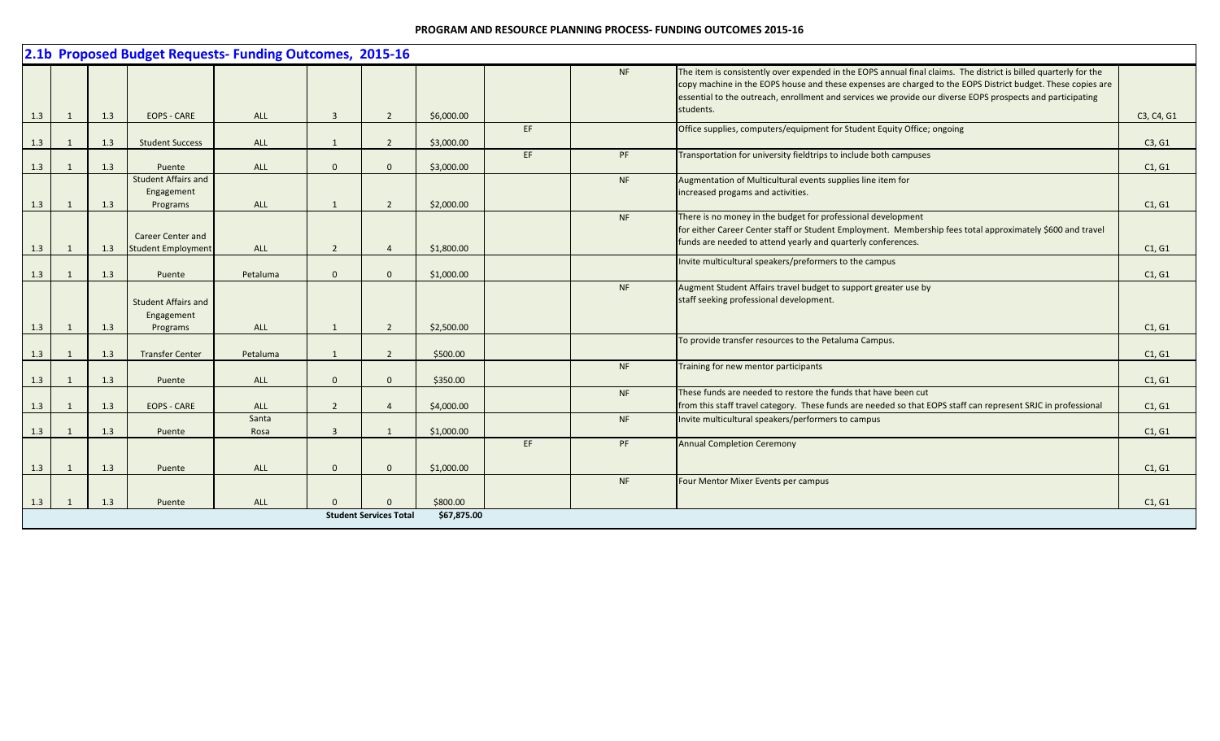**PROGRAM AND RESOURCE PLANNING PROCESS- FUNDING OUTCOMES 2015-16**

## 2.1b Proposed Budget Requests- Funding Outcomes, 2015-16

| | | | | | | | | | | | |
|---|---|---|---|---|---|---|---|---|---|---|---|
| 1.3 | 1 | 1.3 | EOPS - CARE | ALL | 3 | 2 | $6,000.00 | | NF | The item is consistently over expended in the EOPS annual final claims. The district is billed quarterly for the copy machine in the EOPS house and these expenses are charged to the EOPS District budget. These copies are essential to the outreach, enrollment and services we provide our diverse EOPS prospects and participating students. | C3, C4, G1 |
| 1.3 | 1 | 1.3 | Student Success | ALL | 1 | 2 | $3,000.00 | EF | | Office supplies, computers/equipment for Student Equity Office; ongoing | C3, G1 |
| 1.3 | 1 | 1.3 | Puente | ALL | 0 | 0 | $3,000.00 | EF | PF | Transportation for university fieldtrips to include both campuses | C1, G1 |
| 1.3 | 1 | 1.3 | Student Affairs and Engagement Programs | ALL | 1 | 2 | $2,000.00 | | NF | Augmentation of Multicultural events supplies line item for increased progams and activities. | C1, G1 |
| 1.3 | 1 | 1.3 | Career Center and Student Employment | ALL | 2 | 4 | $1,800.00 | | NF | There is no money in the budget for professional development for either Career Center staff or Student Employment. Membership fees total approximately $600 and travel funds are needed to attend yearly and quarterly conferences. | C1, G1 |
| 1.3 | 1 | 1.3 | Puente | Petaluma | 0 | 0 | $1,000.00 | | | Invite multicultural speakers/preformers to the campus | C1, G1 |
| 1.3 | 1 | 1.3 | Student Affairs and Engagement Programs | ALL | 1 | 2 | $2,500.00 | | NF | Augment Student Affairs travel budget to support greater use by staff seeking professional development. | C1, G1 |
| 1.3 | 1 | 1.3 | Transfer Center | Petaluma | 1 | 2 | $500.00 | | | To provide transfer resources to the Petaluma Campus. | C1, G1 |
| 1.3 | 1 | 1.3 | Puente | ALL | 0 | 0 | $350.00 | | NF | Training for new mentor participants | C1, G1 |
| 1.3 | 1 | 1.3 | EOPS - CARE | ALL | 2 | 4 | $4,000.00 | | NF | These funds are needed to restore the funds that have been cut from this staff travel category. These funds are needed so that EOPS staff can represent SRJC in professional | C1, G1 |
| 1.3 | 1 | 1.3 | Puente | Santa Rosa | 3 | 1 | $1,000.00 | | NF | Invite multicultural speakers/performers to campus | C1, G1 |
| 1.3 | 1 | 1.3 | Puente | ALL | 0 | 0 | $1,000.00 | EF | PF | Annual Completion Ceremony | C1, G1 |
| 1.3 | 1 | 1.3 | Puente | ALL | 0 | 0 | $800.00 | | NF | Four Mentor Mixer Events per campus | C1, G1 |
| | | | | | | **Student Services Total** | **$67,875.00** | | | | |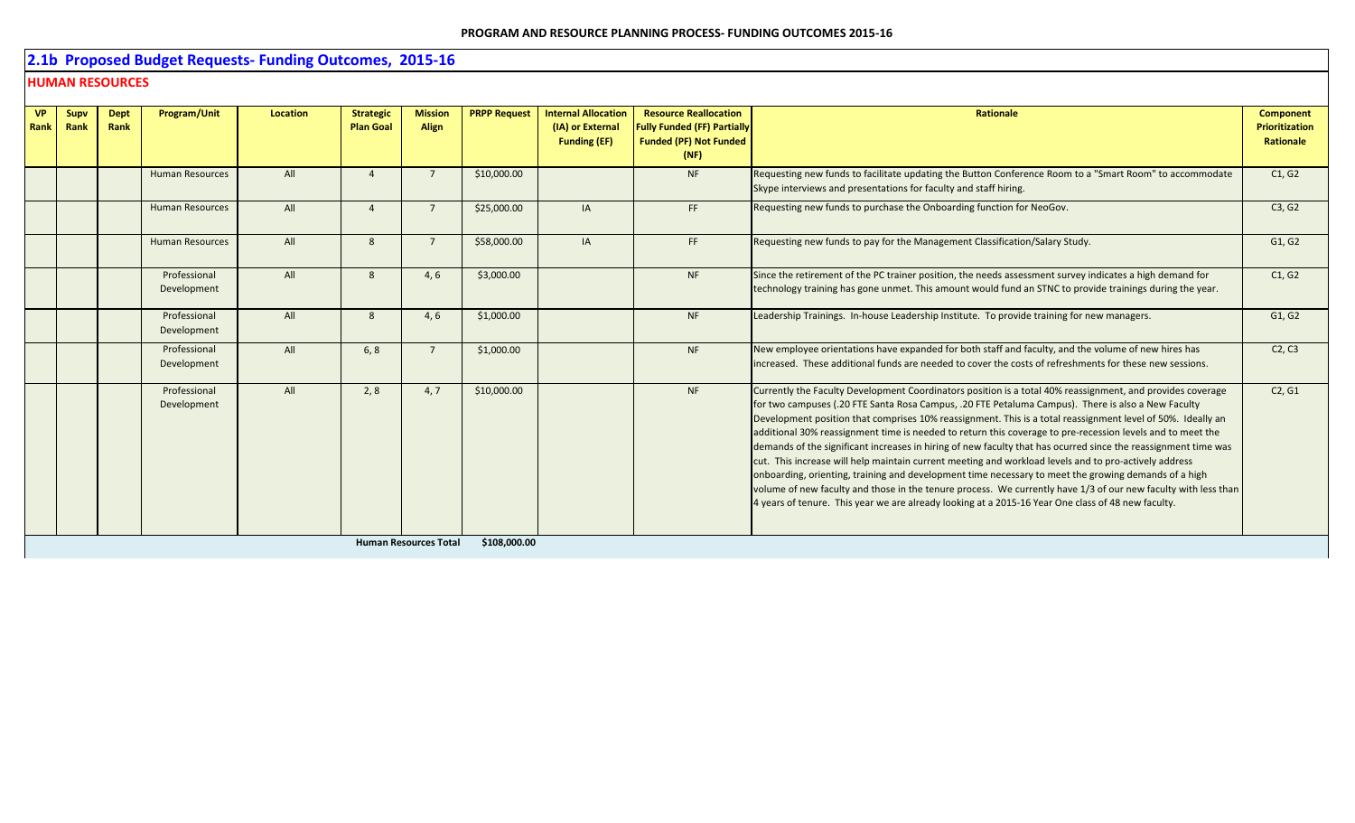## 2.1b Proposed Budget Requests- Funding Outcomes, 2015-16

### HUMAN RESOURCES

| VP Rank | Supv Rank | Dept Rank | Program/Unit | Location | Strategic Plan Goal | Mission Align | PRPP Request | Internal Allocation (IA) or External Funding (EF) | Resource Reallocation Fully Funded (FF) Partially Funded (PF) Not Funded (NF) | Rationale | Component Prioritization Rationale |
|---|---|---|---|---|---|---|---|---|---|---|---|
| | | | Human Resources | All | 4 | 7 | $10,000.00 | | NF | Requesting new funds to facilitate updating the Button Conference Room to a "Smart Room" to accommodate Skype interviews and presentations for faculty and staff hiring. | C1, G2 |
| | | | Human Resources | All | 4 | 7 | $25,000.00 | IA | FF | Requesting new funds to purchase the Onboarding function for NeoGov. | C3, G2 |
| | | | Human Resources | All | 8 | 7 | $58,000.00 | IA | FF | Requesting new funds to pay for the Management Classification/Salary Study. | G1, G2 |
| | | | Professional Development | All | 8 | 4, 6 | $3,000.00 | | NF | Since the retirement of the PC trainer position, the needs assessment survey indicates a high demand for technology training has gone unmet. This amount would fund an STNC to provide trainings during the year. | C1, G2 |
| | | | Professional Development | All | 8 | 4, 6 | $1,000.00 | | NF | Leadership Trainings. In-house Leadership Institute. To provide training for new managers. | G1, G2 |
| | | | Professional Development | All | 6, 8 | 7 | $1,000.00 | | NF | New employee orientations have expanded for both staff and faculty, and the volume of new hires has increased. These additional funds are needed to cover the costs of refreshments for these new sessions. | C2, C3 |
| | | | Professional Development | All | 2, 8 | 4, 7 | $10,000.00 | | NF | Currently the Faculty Development Coordinators position is a total 40% reassignment, and provides coverage for two campuses (.20 FTE Santa Rosa Campus, .20 FTE Petaluma Campus). There is also a New Faculty Development position that comprises 10% reassignment. This is a total reassignment level of 50%. Ideally an additional 30% reassignment time is needed to return this coverage to pre-recession levels and to meet the demands of the significant increases in hiring of new faculty that has ocurred since the reassignment time was cut. This increase will help maintain current meeting and workload levels and to pro-actively address onboarding, orienting, training and development time necessary to meet the growing demands of a high volume of new faculty and those in the tenure process. We currently have 1/3 of our new faculty with less than 4 years of tenure. This year we are already looking at a 2015-16 Year One class of 48 new faculty. | C2, G1 |
| | | | | | Human Resources Total | | $108,000.00 | | | | |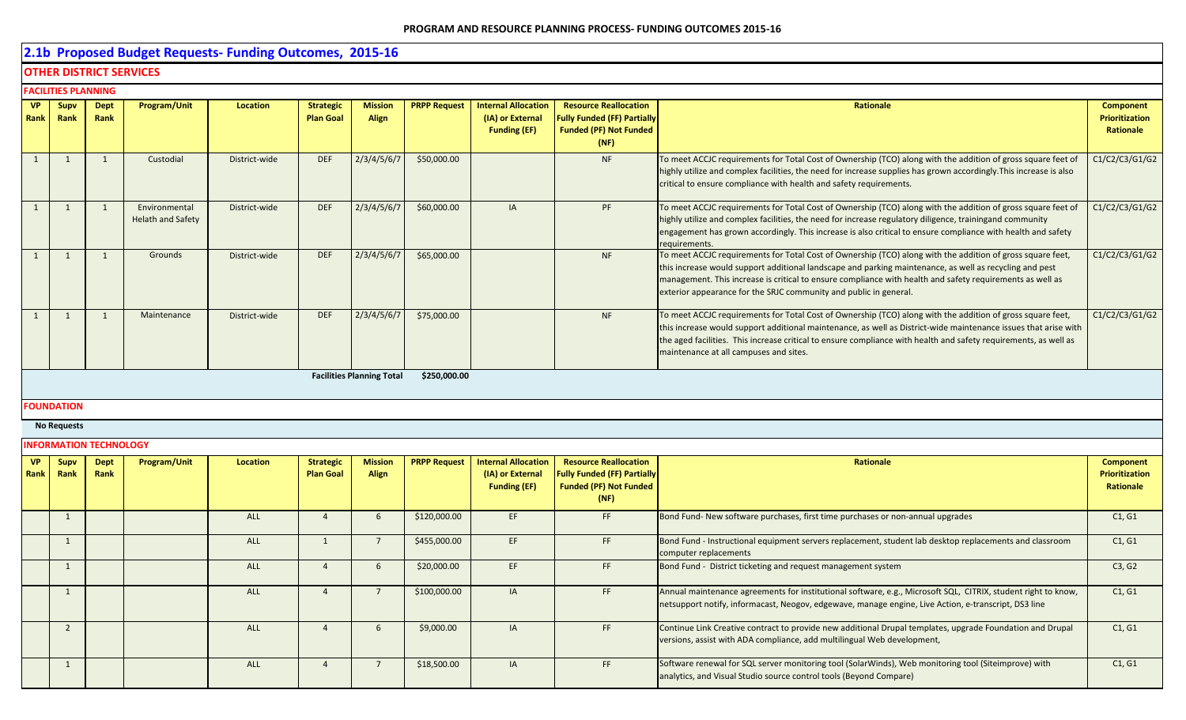## 2.1b Proposed Budget Requests- Funding Outcomes, 2015-16

### OTHER DISTRICT SERVICES

#### FACILITIES PLANNING

| VP Rank | Supv Rank | Dept Rank | Program/Unit | Location | Strategic Plan Goal | Mission Align | PRPP Request | Internal Allocation (IA) or External Funding (EF) | Resource Reallocation Fully Funded (FF) Partially Funded (PF) Not Funded (NF) | Rationale | Component Prioritization Rationale |
|---|---|---|---|---|---|---|---|---|---|---|---|
| 1 | 1 | 1 | Custodial | District-wide | DEF | 2/3/4/5/6/7 | $50,000.00 | | NF | To meet ACCJC requirements for Total Cost of Ownership (TCO) along with the addition of gross square feet of highly utilize and complex facilities, the need for increase supplies has grown accordingly.This increase is also critical to ensure compliance with health and safety requirements. | C1/C2/C3/G1/G2 |
| 1 | 1 | 1 | Environmental Helath and Safety | District-wide | DEF | 2/3/4/5/6/7 | $60,000.00 | IA | PF | To meet ACCJC requirements for Total Cost of Ownership (TCO) along with the addition of gross square feet of highly utilize and complex facilities, the need for increase regulatory diligence, trainingand community engagement has grown accordingly. This increase is also critical to ensure compliance with health and safety requirements. | C1/C2/C3/G1/G2 |
| 1 | 1 | 1 | Grounds | District-wide | DEF | 2/3/4/5/6/7 | $65,000.00 | | NF | To meet ACCJC requirements for Total Cost of Ownership (TCO) along with the addition of gross square feet, this increase would support additional landscape and parking maintenance, as well as recycling and pest management. This increase is critical to ensure compliance with health and safety requirements as well as exterior appearance for the SRJC community and public in general. | C1/C2/C3/G1/G2 |
| 1 | 1 | 1 | Maintenance | District-wide | DEF | 2/3/4/5/6/7 | $75,000.00 | | NF | To meet ACCJC requirements for Total Cost of Ownership (TCO) along with the addition of gross square feet, this increase would support additional maintenance, as well as District-wide maintenance issues that arise with the aged facilities. This increase is critical to ensure compliance with health and safety requirements, as well as maintenance at all campuses and sites. | C1/C2/C3/G1/G2 |
| | | | | | | Facilities Planning Total | $250,000.00 | | | | |

#### FOUNDATION

**No Requests**

#### INFORMATION TECHNOLOGY

| VP Rank | Supv Rank | Dept Rank | Program/Unit | Location | Strategic Plan Goal | Mission Align | PRPP Request | Internal Allocation (IA) or External Funding (EF) | Resource Reallocation Fully Funded (FF) Partially Funded (PF) Not Funded (NF) | Rationale | Component Prioritization Rationale |
|---|---|---|---|---|---|---|---|---|---|---|---|
| | 1 | | | ALL | 4 | 6 | $120,000.00 | EF | FF | Bond Fund- New software purchases, first time purchases or non-annual upgrades | C1, G1 |
| | 1 | | | ALL | 1 | 7 | $455,000.00 | EF | FF | Bond Fund - Instructional equipment servers replacement, student lab desktop replacements and classroom computer replacements | C1, G1 |
| | 1 | | | ALL | 4 | 6 | $20,000.00 | EF | FF | Bond Fund - District ticketing and request management system | C3, G2 |
| | 1 | | | ALL | 4 | 7 | $100,000.00 | IA | FF | Annual maintenance agreements for institutional software, e.g., Microsoft SQL, CITRIX, student right to know, netsupport notify, informacast, Neogov, edgewave, manage engine, Live Action, e-transcript, DS3 line | C1, G1 |
| | 2 | | | ALL | 4 | 6 | $9,000.00 | IA | FF | Continue Link Creative contract to provide new additional Drupal templates, upgrade Foundation and Drupal versions, assist with ADA compliance, add multilingual Web development, | C1, G1 |
| | 1 | | | ALL | 4 | 7 | $18,500.00 | IA | FF | Software renewal for SQL server monitoring tool (SolarWinds), Web monitoring tool (Siteimprove) with analytics, and Visual Studio source control tools (Beyond Compare) | C1, G1 |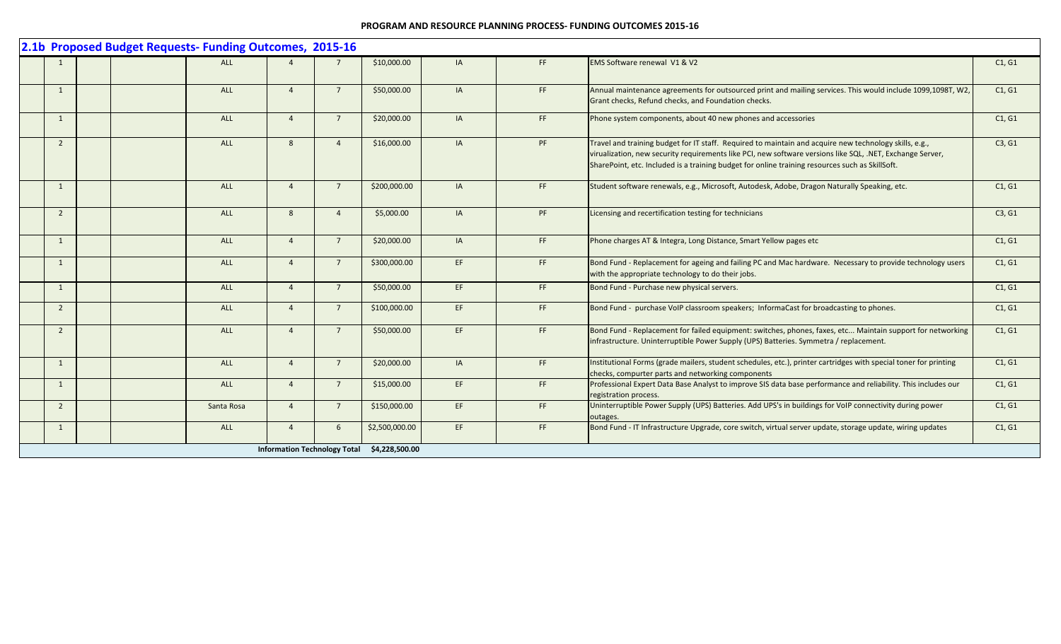## 2.1b Proposed Budget Requests- Funding Outcomes, 2015-16

| | | | | | | | | | | |
|---|---|---|---|---|---|---|---|---|---|---|
| 1 | | | ALL | 4 | 7 | $10,000.00 | IA | FF | EMS Software renewal V1 & V2 | C1, G1 |
| 1 | | | ALL | 4 | 7 | $50,000.00 | IA | FF | Annual maintenance agreements for outsourced print and mailing services. This would include 1099,1098T, W2, Grant checks, Refund checks, and Foundation checks. | C1, G1 |
| 1 | | | ALL | 4 | 7 | $20,000.00 | IA | FF | Phone system components, about 40 new phones and accessories | C1, G1 |
| 2 | | | ALL | 8 | 4 | $16,000.00 | IA | PF | Travel and training budget for IT staff. Required to maintain and acquire new technology skills, e.g., viralization, new security requirements like PCI, new software versions like SQL, .NET, Exchange Server, SharePoint, etc. Included is a training budget for online training resources such as SkillSoft. | C3, G1 |
| 1 | | | ALL | 4 | 7 | $200,000.00 | IA | FF | Student software renewals, e.g., Microsoft, Autodesk, Adobe, Dragon Naturally Speaking, etc. | C1, G1 |
| 2 | | | ALL | 8 | 4 | $5,000.00 | IA | PF | Licensing and recertification testing for technicians | C3, G1 |
| 1 | | | ALL | 4 | 7 | $20,000.00 | IA | FF | Phone charges AT & Integra, Long Distance, Smart Yellow pages etc | C1, G1 |
| 1 | | | ALL | 4 | 7 | $300,000.00 | EF | FF | Bond Fund - Replacement for ageing and failing PC and Mac hardware. Necessary to provide technology users with the appropriate technology to do their jobs. | C1, G1 |
| 1 | | | ALL | 4 | 7 | $50,000.00 | EF | FF | Bond Fund - Purchase new physical servers. | C1, G1 |
| 2 | | | ALL | 4 | 7 | $100,000.00 | EF | FF | Bond Fund - purchase VoIP classroom speakers; InformaCast for broadcasting to phones. | C1, G1 |
| 2 | | | ALL | 4 | 7 | $50,000.00 | EF | FF | Bond Fund - Replacement for failed equipment: switches, phones, faxes, etc... Maintain support for networking infrastructure. Uninterruptible Power Supply (UPS) Batteries. Symmetra / replacement. | C1, G1 |
| 1 | | | ALL | 4 | 7 | $20,000.00 | IA | FF | Institutional Forms (grade mailers, student schedules, etc.), printer cartridges with special toner for printing checks, compurter parts and networking components | C1, G1 |
| 1 | | | ALL | 4 | 7 | $15,000.00 | EF | FF | Professional Expert Data Base Analyst to improve SIS data base performance and reliability. This includes our registration process. | C1, G1 |
| 2 | | | Santa Rosa | 4 | 7 | $150,000.00 | EF | FF | Uninterruptible Power Supply (UPS) Batteries. Add UPS's in buildings for VoIP connectivity during power outages. | C1, G1 |
| 1 | | | ALL | 4 | 6 | $2,500,000.00 | EF | FF | Bond Fund - IT Infrastructure Upgrade, core switch, virtual server update, storage update, wiring updates | C1, G1 |
| | | | | Information Technology Total | | $4,228,500.00 | | | | |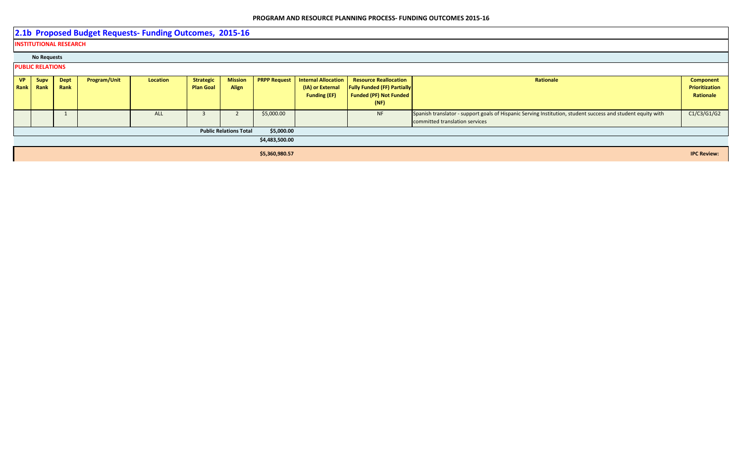## 2.1b Proposed Budget Requests- Funding Outcomes, 2015-16

**INSTITUTIONAL RESEARCH**

**No Requests**

**PUBLIC RELATIONS**

| VP Rank | Supv Rank | Dept Rank | Program/Unit | Location | Strategic Plan Goal | Mission Align | PRPP Request | Internal Allocation (IA) or External Funding (EF) | Resource Reallocation Fully Funded (FF) Partially Funded (PF) Not Funded (NF) | Rationale | Component Prioritization Rationale |
|---|---|---|---|---|---|---|---|---|---|---|---|
| | | 1 | | ALL | 3 | 2 | $5,000.00 | | NF | Spanish translator - support goals of Hispanic Serving Institution, student success and student equity with committed translation services | C1/C3/G1/G2 |
| | | | | | | **Public Relations Total** | **$5,000.00** | | | | |
| | | | | | | | **$4,483,500.00** | | | | |
| | | | | | | | **$5,360,980.57** | | | | **IPC Review:** |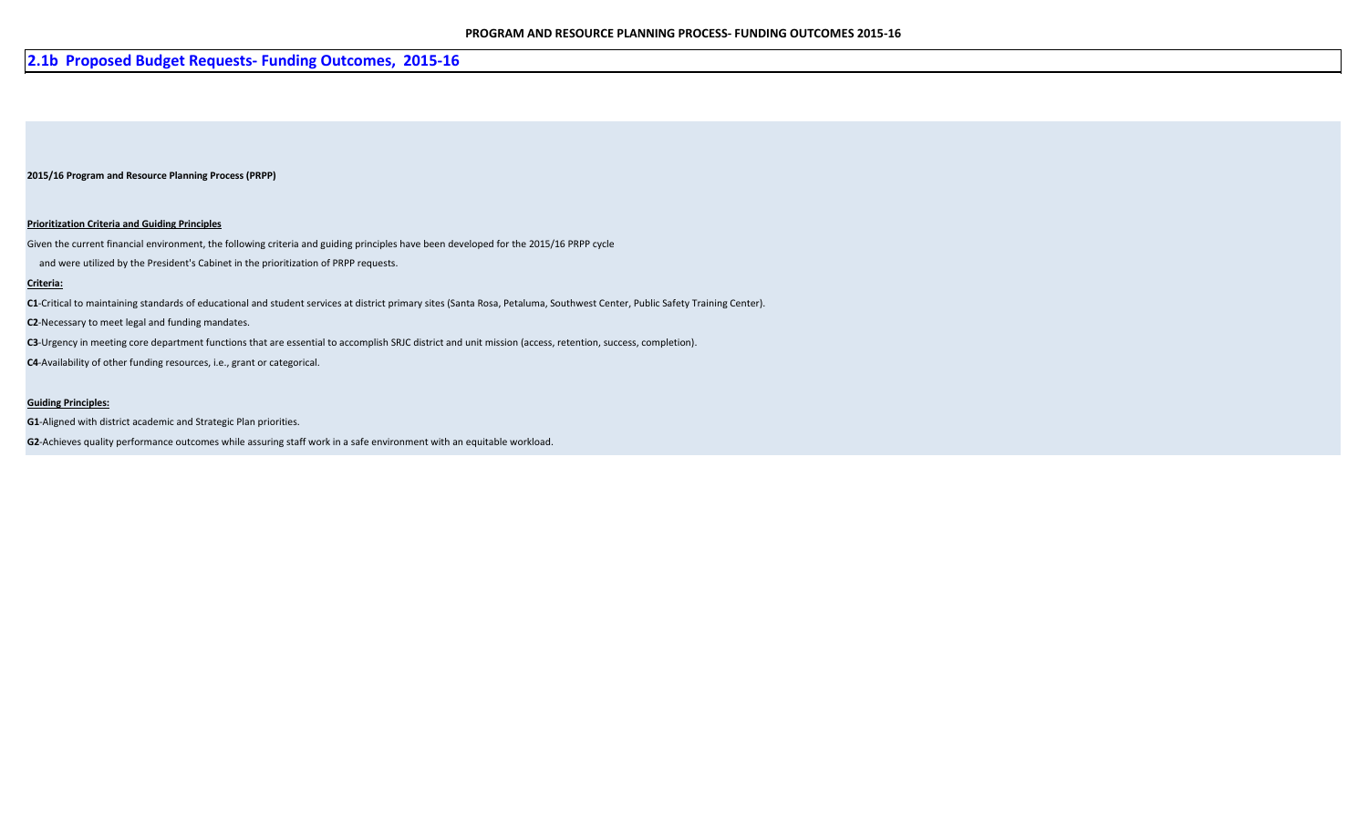## 2.1b Proposed Budget Requests- Funding Outcomes, 2015-16

**2015/16 Program and Resource Planning Process (PRPP)**

**Prioritization Criteria and Guiding Principles**

Given the current financial environment, the following criteria and guiding principles have been developed for the 2015/16 PRPP cycle and were utilized by the President's Cabinet in the prioritization of PRPP requests.

**Criteria:**

**C1**-Critical to maintaining standards of educational and student services at district primary sites (Santa Rosa, Petaluma, Southwest Center, Public Safety Training Center).

**C2**-Necessary to meet legal and funding mandates.

**C3**-Urgency in meeting core department functions that are essential to accomplish SRJC district and unit mission (access, retention, success, completion).

**C4**-Availability of other funding resources, i.e., grant or categorical.

**Guiding Principles:**

**G1**-Aligned with district academic and Strategic Plan priorities.

**G2**-Achieves quality performance outcomes while assuring staff work in a safe environment with an equitable workload.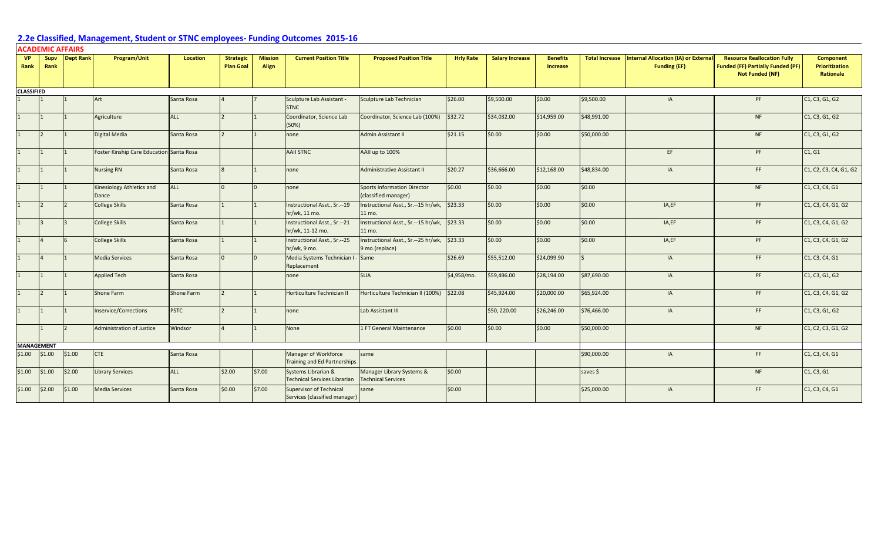## 2.2e Classified, Management, Student or STNC employees- Funding Outcomes 2015-16

### ACADEMIC AFFAIRS

| VP Rank | Supv Rank | Dept Rank | Program/Unit | Location | Strategic Plan Goal | Mission Align | Current Position Title | Proposed Position Title | Hrly Rate | Salary Increase | Benefits Increase | Total Increase | Internal Allocation (IA) or External Funding (EF) | Resource Reallocation Fully Funded (FF) Partially Funded (PF) Not Funded (NF) | Component Prioritization Rationale |
|---|---|---|---|---|---|---|---|---|---|---|---|---|---|---|---|
| **CLASSIFIED** | | | | | | | | | | | | | | | |
| 1 | 1 | 1 | Art | Santa Rosa | 4 | 7 | Sculpture Lab Assistant - STNC | Sculpture Lab Technician | $26.00 | $9,500.00 | $0.00 | $9,500.00 | IA | PF | C1, C3, G1, G2 |
| 1 | 1 | 1 | Agriculture | ALL | 2 | 1 | Coordinator, Science Lab (50%) | Coordinator, Science Lab (100%) | $32.72 | $34,032.00 | $14,959.00 | $48,991.00 | | NF | C1, C3, G1, G2 |
| 1 | 2 | 1 | Digital Media | Santa Rosa | 2 | 1 | none | Admin Assistant II | $21.15 | $0.00 | $0.00 | $50,000.00 | | NF | C1, C3, G1, G2 |
| 1 | 1 | 1 | Foster Kinship Care Education | Santa Rosa | | | AAII STNC | AAII up to 100% | | | | | EF | PF | C1, G1 |
| 1 | 1 | 1 | Nursing RN | Santa Rosa | 8 | 1 | none | Administrative Assistant II | $20.27 | $36,666.00 | $12,168.00 | $48,834.00 | IA | FF | C1, C2, C3, C4, G1, G2 |
| 1 | 1 | 1 | Kinesiology Athletics and Dance | ALL | 0 | 0 | none | Sports Information Director (classified manager) | $0.00 | $0.00 | $0.00 | $0.00 | | NF | C1, C3, C4, G1 |
| 1 | 2 | 2 | College Skills | Santa Rosa | 1 | 1 | Instructional Asst., Sr.--19 hr/wk, 11 mo. | Instructional Asst., Sr.--15 hr/wk, 11 mo. | $23.33 | $0.00 | $0.00 | $0.00 | IA,EF | PF | C1, C3, C4, G1, G2 |
| 1 | 3 | 3 | College Skills | Santa Rosa | 1 | 1 | Instructional Asst., Sr.--21 hr/wk, 11-12 mo. | Instructional Asst., Sr.--15 hr/wk, 11 mo. | $23.33 | $0.00 | $0.00 | $0.00 | IA,EF | PF | C1, C3, C4, G1, G2 |
| 1 | 4 | 6 | College Skills | Santa Rosa | 1 | 1 | Instructional Asst., Sr.--25 hr/wk, 9 mo. | Instructional Asst., Sr.--25 hr/wk, 9 mo.(replace) | $23.33 | $0.00 | $0.00 | $0.00 | IA,EF | PF | C1, C3, C4, G1, G2 |
| 1 | 4 | 1 | Media Services | Santa Rosa | 0 | 0 | Media Systems Technician I - Replacement | Same | $26.69 | $55,512.00 | $24,099.90 | $ | IA | FF | C1, C3, C4, G1 |
| 1 | 1 | 1 | Applied Tech | Santa Rosa | | | none | SLIA | $4,958/mo. | $59,496.00 | $28,194.00 | $87,690.00 | IA | PF | C1, C3, G1, G2 |
| 1 | 2 | 1 | Shone Farm | Shone Farm | 2 | 1 | Horticulture Technician II | Horticulture Technician II (100%) | $22.08 | $45,924.00 | $20,000.00 | $65,924.00 | IA | PF | C1, C3, C4, G1, G2 |
| 1 | 1 | 1 | Inservice/Corrections | PSTC | 2 | 1 | none | Lab Assistant III | | $50, 220.00 | $26,246.00 | $76,466.00 | IA | FF | C1, C3, G1, G2 |
| | 1 | 2 | Administration of Justice | Windsor | 4 | 1 | None | 1 FT General Maintenance | $0.00 | $0.00 | $0.00 | $50,000.00 | | NF | C1, C2, C3, G1, G2 |
| **MANAGEMENT** | | | | | | | | | | | | | | | |
| $1.00 | $1.00 | $1.00 | CTE | Santa Rosa | | | Manager of Workforce Training and Ed Partnerships | same | | | | $90,000.00 | IA | FF | C1, C3, C4, G1 |
| $1.00 | $1.00 | $2.00 | Library Services | ALL | $2.00 | $7.00 | Systems Librarian & Technical Services Librarian | Manager Library Systems & Technical Services | $0.00 | | | saves $ | | NF | C1, C3, G1 |
| $1.00 | $2.00 | $1.00 | Media Services | Santa Rosa | $0.00 | $7.00 | Supervisor of Technical Services (classified manager) | same | $0.00 | | | $25,000.00 | IA | FF | C1, C3, C4, G1 |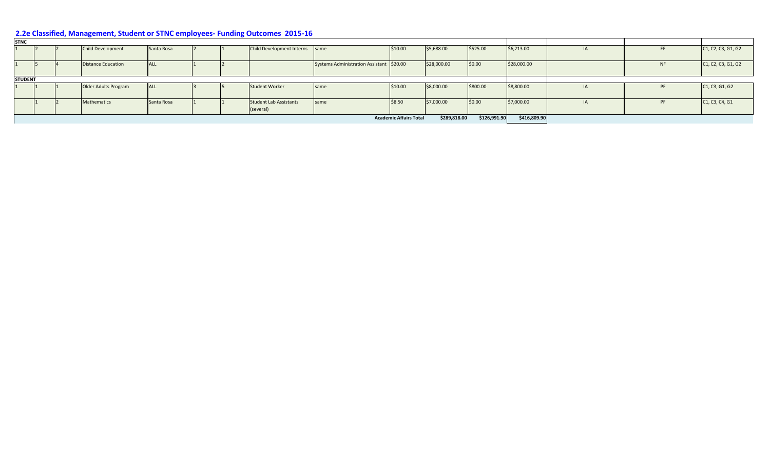## 2.2e Classified, Management, Student or STNC employees- Funding Outcomes 2015-16

| | | | | | | | | | | | | | | | |
|---|---|---|---|---|---|---|---|---|---|---|---|---|---|---|---|
| **STNC** | | | | | | | | | | | | | | | |
| 1 | 2 | 2 | Child Development | Santa Rosa | 2 | 1 | Child Development Interns | same | $10.00 | $5,688.00 | $525.00 | $6,213.00 | IA | FF | C1, C2, C3, G1, G2 |
| 1 | 5 | 4 | Distance Education | ALL | 1 | 2 | | Systems Administration Assistant | $20.00 | $28,000.00 | $0.00 | $28,000.00 | | NF | C1, C2, C3, G1, G2 |
| **STUDENT** | | | | | | | | | | | | | | | |
| 1 | 1 | 1 | Older Adults Program | ALL | 3 | 5 | Student Worker | same | $10.00 | $8,000.00 | $800.00 | $8,800.00 | IA | PF | C1, C3, G1, G2 |
| | 1 | 2 | Mathematics | Santa Rosa | 1 | 1 | Student Lab Assistants (several) | same | $8.50 | $7,000.00 | $0.00 | $7,000.00 | IA | PF | C1, C3, C4, G1 |
| | | | | | | | | | **Academic Affairs Total** | **$289,818.00** | **$126,991.90** | **$416,809.90** | | | |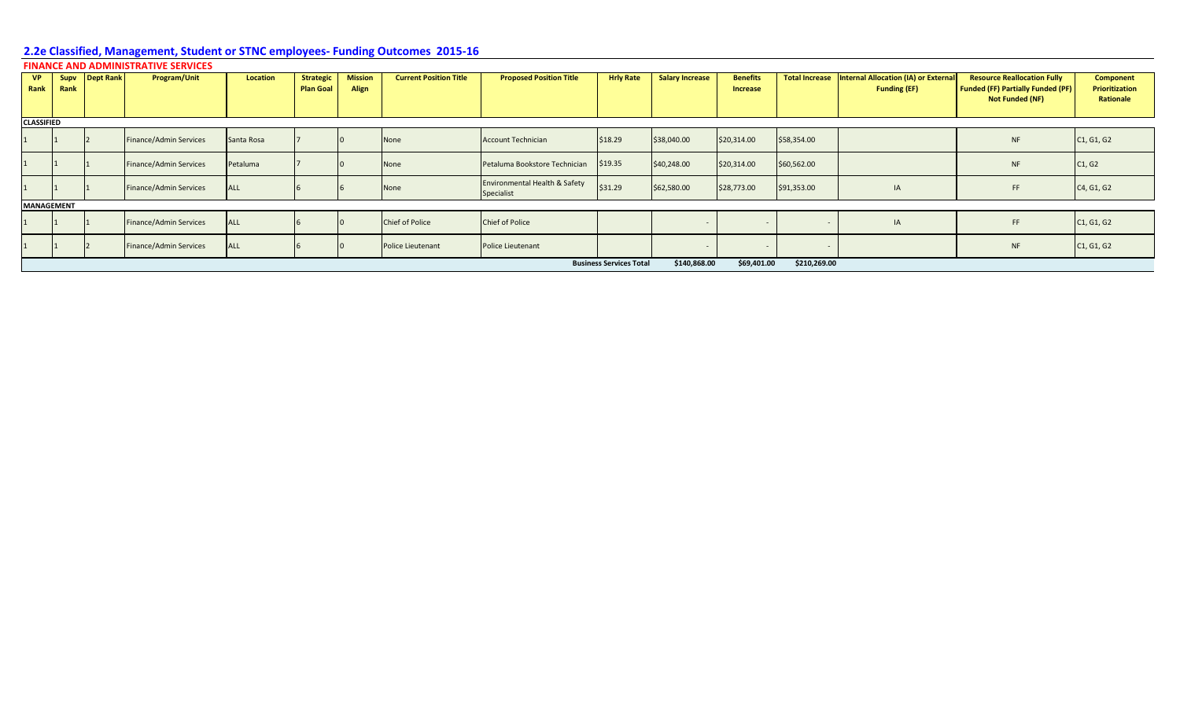## 2.2e Classified, Management, Student or STNC employees- Funding Outcomes 2015-16

### FINANCE AND ADMINISTRATIVE SERVICES

| VP Rank | Supv Rank | Dept Rank | Program/Unit | Location | Strategic Plan Goal | Mission Align | Current Position Title | Proposed Position Title | Hrly Rate | Salary Increase | Benefits Increase | Total Increase | Internal Allocation (IA) or External Funding (EF) | Resource Reallocation Fully Funded (FF) Partially Funded (PF) Not Funded (NF) | Component Prioritization Rationale |
|---|---|---|---|---|---|---|---|---|---|---|---|---|---|---|---|
| **CLASSIFIED** | | | | | | | | | | | | | | | |
| 1 | 1 | 2 | Finance/Admin Services | Santa Rosa | 7 | 0 | None | Account Technician | $18.29 | $38,040.00 | $20,314.00 | $58,354.00 | | NF | C1, G1, G2 |
| 1 | 1 | 1 | Finance/Admin Services | Petaluma | 7 | 0 | None | Petaluma Bookstore Technician | $19.35 | $40,248.00 | $20,314.00 | $60,562.00 | | NF | C1, G2 |
| 1 | 1 | 1 | Finance/Admin Services | ALL | 6 | 6 | None | Environmental Health & Safety Specialist | $31.29 | $62,580.00 | $28,773.00 | $91,353.00 | IA | FF | C4, G1, G2 |
| **MANAGEMENT** | | | | | | | | | | | | | | | |
| 1 | 1 | 1 | Finance/Admin Services | ALL | 6 | 0 | Chief of Police | Chief of Police | | - | - | - | IA | FF | C1, G1, G2 |
| 1 | 1 | 2 | Finance/Admin Services | ALL | 6 | 0 | Police Lieutenant | Police Lieutenant | | - | - | - | | NF | C1, G1, G2 |
| | | | | | | | | | **Business Services Total** | **$140,868.00** | **$69,401.00** | **$210,269.00** | | | |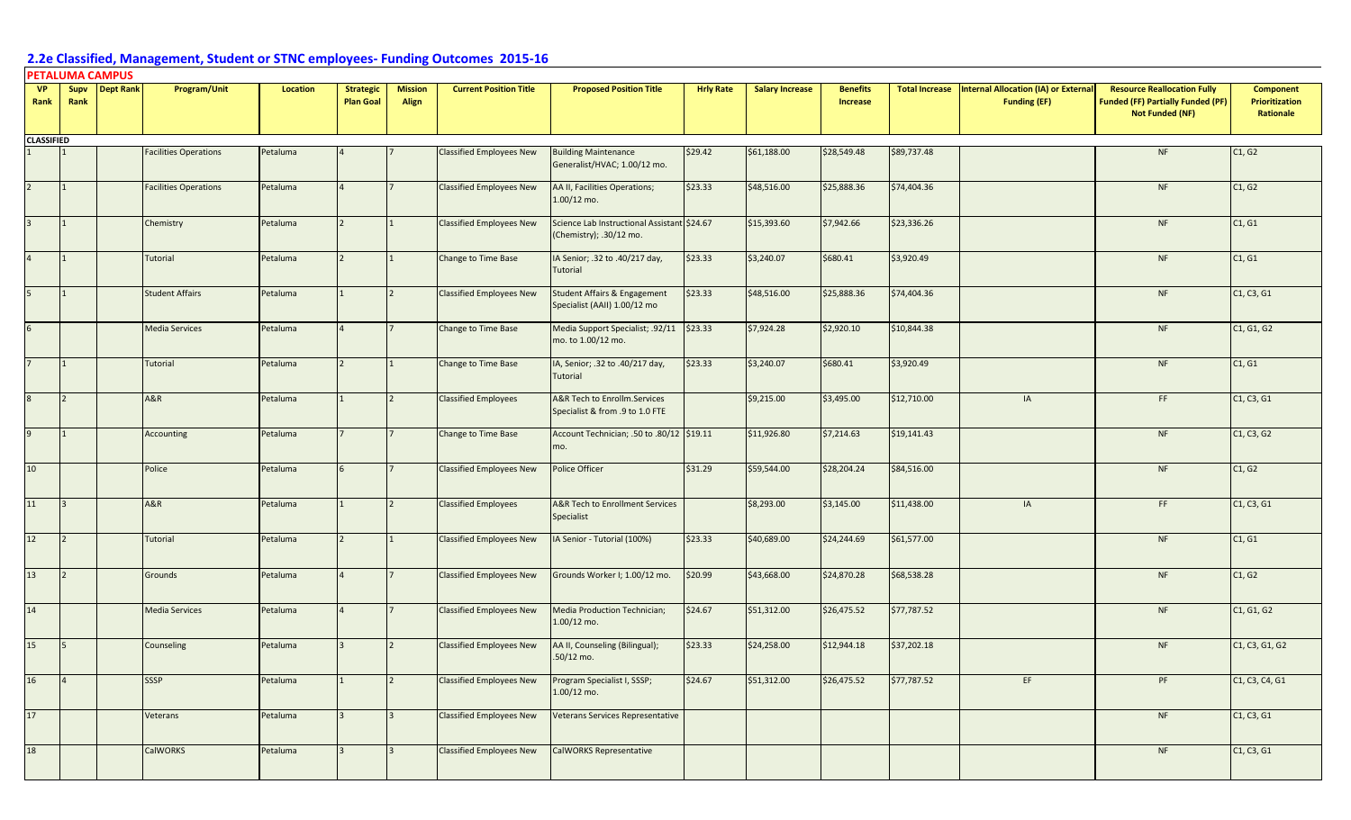## 2.2e Classified, Management, Student or STNC employees- Funding Outcomes 2015-16

### PETALUMA CAMPUS

| VP Rank | Supv Rank | Dept Rank | Program/Unit | Location | Strategic Plan Goal | Mission Align | Current Position Title | Proposed Position Title | Hrly Rate | Salary Increase | Benefits Increase | Total Increase | Internal Allocation (IA) or External Funding (EF) | Resource Reallocation Fully Funded (FF) Partially Funded (PF) Not Funded (NF) | Component Prioritization Rationale |
|---|---|---|---|---|---|---|---|---|---|---|---|---|---|---|---|
| **CLASSIFIED** | | | | | | | | | | | | | | | |
| 1 | 1 | | Facilities Operations | Petaluma | 4 | 7 | Classified Employees New | Building Maintenance Generalist/HVAC; 1.00/12 mo. | $29.42 | $61,188.00 | $28,549.48 | $89,737.48 | | NF | C1, G2 |
| 2 | 1 | | Facilities Operations | Petaluma | 4 | 7 | Classified Employees New | AA II, Facilities Operations; 1.00/12 mo. | $23.33 | $48,516.00 | $25,888.36 | $74,404.36 | | NF | C1, G2 |
| 3 | 1 | | Chemistry | Petaluma | 2 | 1 | Classified Employees New | Science Lab Instructional Assistant (Chemistry); .30/12 mo. | $24.67 | $15,393.60 | $7,942.66 | $23,336.26 | | NF | C1, G1 |
| 4 | 1 | | Tutorial | Petaluma | 2 | 1 | Change to Time Base | IA Senior; .32 to .40/217 day, Tutorial | $23.33 | $3,240.07 | $680.41 | $3,920.49 | | NF | C1, G1 |
| 5 | 1 | | Student Affairs | Petaluma | 1 | 2 | Classified Employees New | Student Affairs & Engagement Specialist (AAII) 1.00/12 mo | $23.33 | $48,516.00 | $25,888.36 | $74,404.36 | | NF | C1, C3, G1 |
| 6 | | | Media Services | Petaluma | 4 | 7 | Change to Time Base | Media Support Specialist; .92/11 mo. to 1.00/12 mo. | $23.33 | $7,924.28 | $2,920.10 | $10,844.38 | | NF | C1, G1, G2 |
| 7 | 1 | | Tutorial | Petaluma | 2 | 1 | Change to Time Base | IA, Senior; .32 to .40/217 day, Tutorial | $23.33 | $3,240.07 | $680.41 | $3,920.49 | | NF | C1, G1 |
| 8 | 2 | | A&R | Petaluma | 1 | 2 | Classified Employees | A&R Tech to Enrollm.Services Specialist & from .9 to 1.0 FTE | | $9,215.00 | $3,495.00 | $12,710.00 | IA | FF | C1, C3, G1 |
| 9 | 1 | | Accounting | Petaluma | 7 | 7 | Change to Time Base | Account Technician; .50 to .80/12 mo. | $19.11 | $11,926.80 | $7,214.63 | $19,141.43 | | NF | C1, C3, G2 |
| 10 | | | Police | Petaluma | 6 | 7 | Classified Employees New | Police Officer | $31.29 | $59,544.00 | $28,204.24 | $84,516.00 | | NF | C1, G2 |
| 11 | 3 | | A&R | Petaluma | 1 | 2 | Classified Employees | A&R Tech to Enrollment Services Specialist | | $8,293.00 | $3,145.00 | $11,438.00 | IA | FF | C1, C3, G1 |
| 12 | 2 | | Tutorial | Petaluma | 2 | 1 | Classified Employees New | IA Senior - Tutorial (100%) | $23.33 | $40,689.00 | $24,244.69 | $61,577.00 | | NF | C1, G1 |
| 13 | 2 | | Grounds | Petaluma | 4 | 7 | Classified Employees New | Grounds Worker I; 1.00/12 mo. | $20.99 | $43,668.00 | $24,870.28 | $68,538.28 | | NF | C1, G2 |
| 14 | | | Media Services | Petaluma | 4 | 7 | Classified Employees New | Media Production Technician; 1.00/12 mo. | $24.67 | $51,312.00 | $26,475.52 | $77,787.52 | | NF | C1, G1, G2 |
| 15 | 5 | | Counseling | Petaluma | 3 | 2 | Classified Employees New | AA II, Counseling (Bilingual); .50/12 mo. | $23.33 | $24,258.00 | $12,944.18 | $37,202.18 | | NF | C1, C3, G1, G2 |
| 16 | 4 | | SSSP | Petaluma | 1 | 2 | Classified Employees New | Program Specialist I, SSSP; 1.00/12 mo. | $24.67 | $51,312.00 | $26,475.52 | $77,787.52 | EF | PF | C1, C3, C4, G1 |
| 17 | | | Veterans | Petaluma | 3 | 3 | Classified Employees New | Veterans Services Representative | | | | | | NF | C1, C3, G1 |
| 18 | | | CalWORKS | Petaluma | 3 | 3 | Classified Employees New | CalWORKS Representative | | | | | | NF | C1, C3, G1 |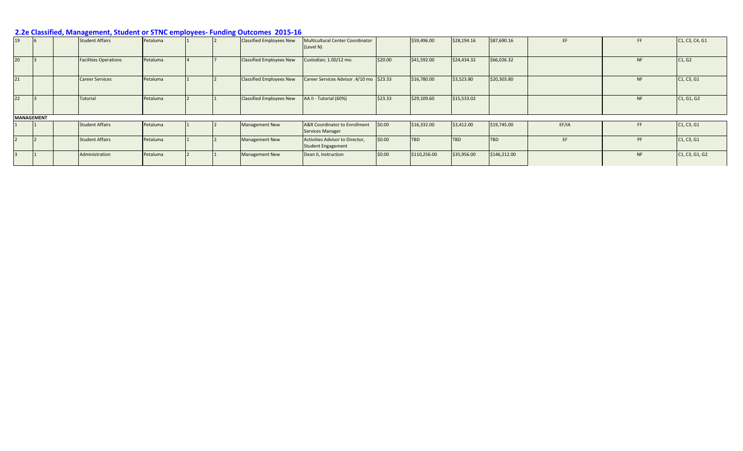## 2.2e Classified, Management, Student or STNC employees- Funding Outcomes 2015-16

| | | | | | | | | | | | | | | | |
|---|---|---|---|---|---|---|---|---|---|---|---|---|---|---|---|
| 19 | 6 | | Student Affairs | Petaluma | 1 | 2 | Classified Employees New | Multicultural Center Coordinator (Level N) | | $59,496.00 | $28,194.16 | $87,690.16 | EF | FF | C1, C3, C4, G1 |
| 20 | 3 | | Facilities Operations | Petaluma | 4 | 7 | Classified Employees New | Custodian; 1.00/12 mo. | $20.00 | $41,592.00 | $24,434.32 | $66,026.32 | | NF | C1, G2 |
| 21 | | | Career Services | Petaluma | 1 | 2 | Classified Employees New | Career Services Advisor .4/10 mo | $23.33 | $16,780.00 | $3,523.80 | $20,303.80 | | NF | C1, C3, G1 |
| 22 | 3 | | Tutorial | Petaluma | 2 | 1 | Classified Employees New | AA II - Tutorial (60%) | $23.33 | $29,109.60 | $15,533.02 | | | NF | C1, G1, G2 |
| **MANAGEMENT** | | | | | | | | | | | | | | | |
| 1 | 1 | | Student Affairs | Petaluma | 1 | 2 | Management New | A&R Coordinator to Enrollment Services Manager | $0.00 | $16,332.00 | $3,412.00 | $19,745.00 | EF/IA | FF | C1, C3, G1 |
| 2 | 2 | | Student Affairs | Petaluma | 1 | 2 | Management New | Activities Advisor to Director, Student Engagement | $0.00 | TBD | TBD | TBD | EF | PF | C1, C3, G1 |
| 3 | 1 | | Administration | Petaluma | 2 | 1 | Management New | Dean II, Instruction | $0.00 | $110,256.00 | $35,956.00 | $146,212.00 | | NF | C1, C3, G1, G2 |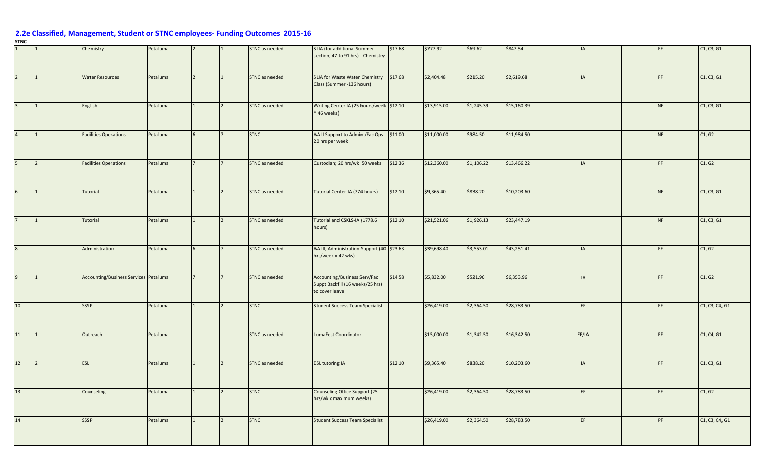## 2.2e Classified, Management, Student or STNC employees- Funding Outcomes 2015-16

**STNC**

| | | | | | | | | | | | | | | |
|---|---|---|---|---|---|---|---|---|---|---|---|---|---|---|
| 1 | 1 | | Chemistry | Petaluma | 2 | 1 | STNC as needed | SLIA (for additional Summer section; 47 to 91 hrs) - Chemistry | $17.68 | $777.92 | $69.62 | $847.54 | IA | FF | C1, C3, G1 |
| 2 | 1 | | Water Resources | Petaluma | 2 | 1 | STNC as needed | SLIA for Waste Water Chemistry Class (Summer -136 hours) | $17.68 | $2,404.48 | $215.20 | $2,619.68 | IA | FF | C1, C3, G1 |
| 3 | 1 | | English | Petaluma | 1 | 2 | STNC as needed | Writing Center IA (25 hours/week * 46 weeks) | $12.10 | $13,915.00 | $1,245.39 | $15,160.39 | | NF | C1, C3, G1 |
| 4 | 1 | | Facilities Operations | Petaluma | 6 | 7 | STNC | AA II Support to Admin./Fac Ops 20 hrs per week | $11.00 | $11,000.00 | $984.50 | $11,984.50 | | NF | C1, G2 |
| 5 | 2 | | Facilities Operations | Petaluma | 7 | 7 | STNC as needed | Custodian; 20 hrs/wk 50 weeks | $12.36 | $12,360.00 | $1,106.22 | $13,466.22 | IA | FF | C1, G2 |
| 6 | 1 | | Tutorial | Petaluma | 1 | 2 | STNC as needed | Tutorial Center-IA (774 hours) | $12.10 | $9,365.40 | $838.20 | $10,203.60 | | NF | C1, C3, G1 |
| 7 | 1 | | Tutorial | Petaluma | 1 | 2 | STNC as needed | Tutorial and CSKLS-IA (1778.6 hours) | $12.10 | $21,521.06 | $1,926.13 | $23,447.19 | | NF | C1, C3, G1 |
| 8 | | | Administration | Petaluma | 6 | 7 | STNC as needed | AA III, Administration Support (40 hrs/week x 42 wks) | $23.63 | $39,698.40 | $3,553.01 | $43,251.41 | IA | FF | C1, G2 |
| 9 | 1 | | Accounting/Business Services | Petaluma | 7 | 7 | STNC as needed | Accounting/Business Serv/Fac Suppt Backfill (16 weeks/25 hrs) to cover leave | $14.58 | $5,832.00 | $521.96 | $6,353.96 | IA | FF | C1, G2 |
| 10 | | | SSSP | Petaluma | 1 | 2 | STNC | Student Success Team Specialist | | $26,419.00 | $2,364.50 | $28,783.50 | EF | FF | C1, C3, C4, G1 |
| 11 | 1 | | Outreach | Petaluma | | | STNC as needed | LumaFest Coordinator | | $15,000.00 | $1,342.50 | $16,342.50 | EF/IA | FF | C1, C4, G1 |
| 12 | 2 | | ESL | Petaluma | 1 | 2 | STNC as needed | ESL tutoring IA | $12.10 | $9,365.40 | $838.20 | $10,203.60 | IA | FF | C1, C3, G1 |
| 13 | | | Counseling | Petaluma | 1 | 2 | STNC | Counseling Office Support (25 hrs/wk x maximum weeks) | | $26,419.00 | $2,364.50 | $28,783.50 | EF | FF | C1, G2 |
| 14 | | | SSSP | Petaluma | 1 | 2 | STNC | Student Success Team Specialist | | $26,419.00 | $2,364.50 | $28,783.50 | EF | PF | C1, C3, C4, G1 |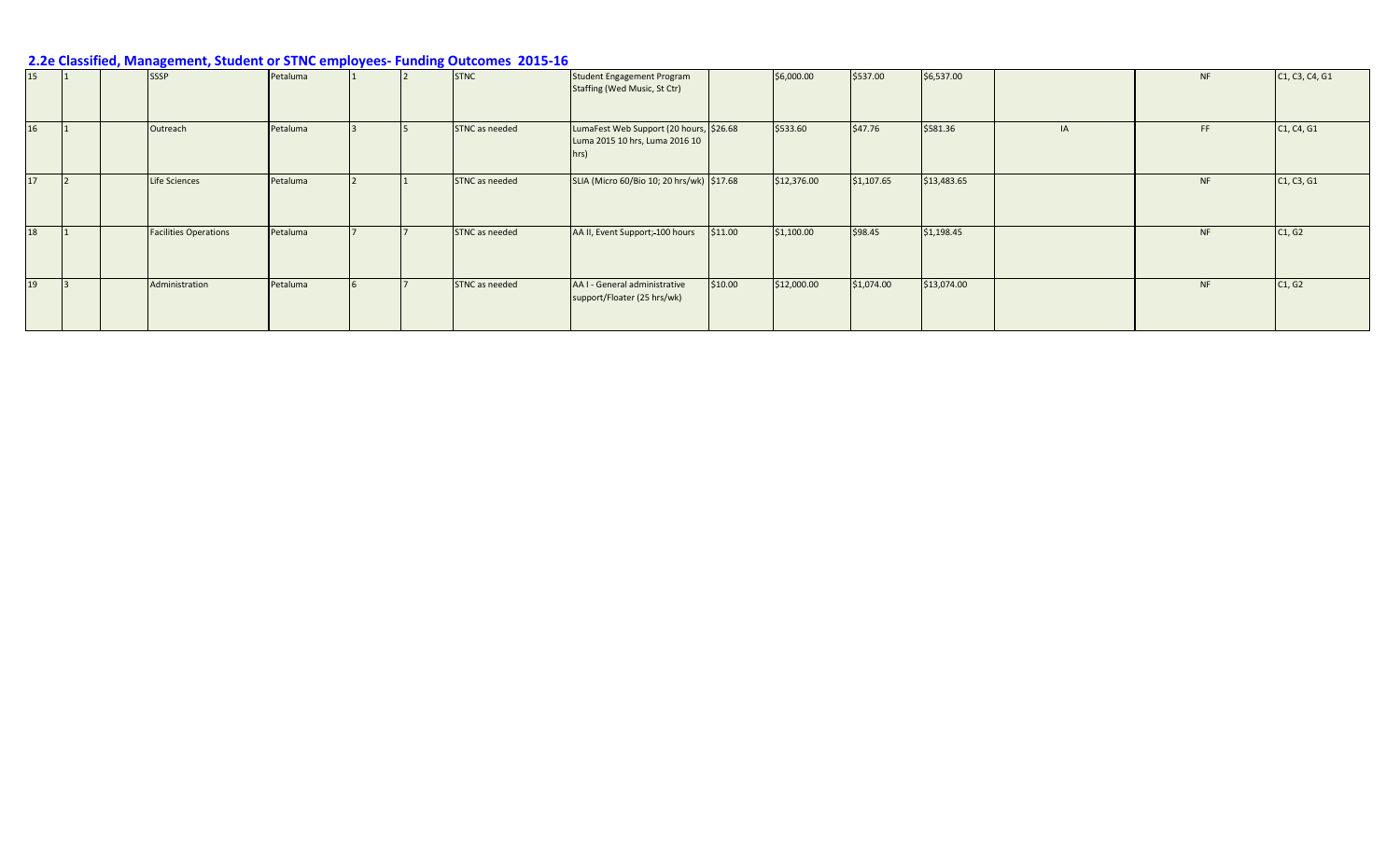## 2.2e Classified, Management, Student or STNC employees- Funding Outcomes 2015-16

| | | | | | | | | | | | | | | | | |
|---|---|---|---|---|---|---|---|---|---|---|---|---|---|---|---|---|
| 15 | 1 | | SSSP | Petaluma | 1 | 2 | STNC | Student Engagement Program Staffing (Wed Music, St Ctr) | | $6,000.00 | $537.00 | $6,537.00 | | NF | C1, C3, C4, G1 |
| 16 | 1 | | Outreach | Petaluma | 3 | 5 | STNC as needed | LumaFest Web Support (20 hours, Luma 2015 10 hrs, Luma 2016 10 hrs) | $26.68 | $533.60 | $47.76 | $581.36 | IA | FF | C1, C4, G1 |
| 17 | 2 | | Life Sciences | Petaluma | 2 | 1 | STNC as needed | SLIA (Micro 60/Bio 10; 20 hrs/wk) | $17.68 | $12,376.00 | $1,107.65 | $13,483.65 | | NF | C1, C3, G1 |
| 18 | 1 | | Facilities Operations | Petaluma | 7 | 7 | STNC as needed | AA II, Event Support;-100 hours | $11.00 | $1,100.00 | $98.45 | $1,198.45 | | NF | C1, G2 |
| 19 | 3 | | Administration | Petaluma | 6 | 7 | STNC as needed | AA I - General administrative support/Floater (25 hrs/wk) | $10.00 | $12,000.00 | $1,074.00 | $13,074.00 | | NF | C1, G2 |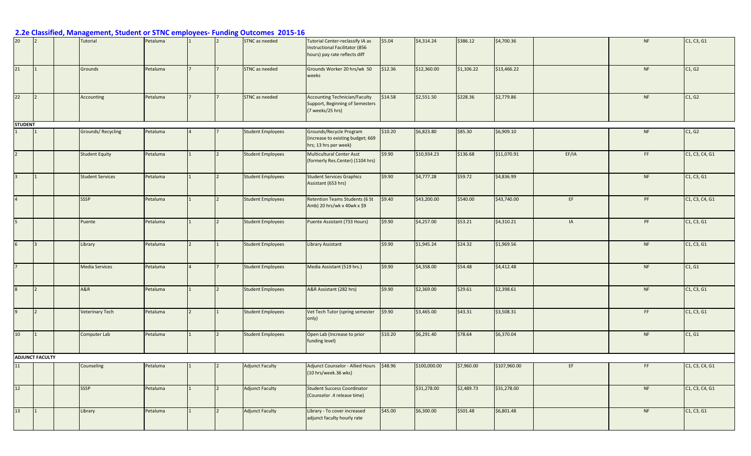## 2.2e Classified, Management, Student or STNC employees- Funding Outcomes 2015-16

| | | | | | | | | | | | | | | | |
|---|---|---|---|---|---|---|---|---|---|---|---|---|---|---|---|
| 20 | 2 | | Tutorial | Petaluma | 1 | 2 | STNC as needed | Tutorial Center-reclassify IA as Instructional Facilitator (856 hours) pay rate reflects diff | $5.04 | $4,314.24 | $386.12 | $4,700.36 | | NF | C1, C3, G1 |
| 21 | 1 | | Grounds | Petaluma | 7 | 7 | STNC as needed | Grounds Worker 20 hrs/wk 50 weeks | $12.36 | $12,360.00 | $1,106.22 | $13,466.22 | | NF | C1, G2 |
| 22 | 2 | | Accounting | Petaluma | 7 | 7 | STNC as needed | Accounting Technician/Faculty Support, Beginning of Semesters (7 weeks/25 hrs) | $14.58 | $2,551.50 | $228.36 | $2,779.86 | | NF | C1, G2 |
| **STUDENT** | | | | | | | | | | | | | | | |
| 1 | 1 | | Grounds/ Recycling | Petaluma | 4 | 7 | Student Employees | Grounds/Recycle Program (increase to existing budget; 669 hrs; 13 hrs per week) | $10.20 | $6,823.80 | $85.30 | $6,909.10 | | NF | C1, G2 |
| 2 | | | Student Equity | Petaluma | 1 | 2 | Student Employees | Multicultural Center Asst (formerly Res.Center) (1104 hrs) | $9.90 | $10,934.23 | $136.68 | $11,070.91 | EF/IA | FF | C1, C3, C4, G1 |
| 3 | 1 | | Student Services | Petaluma | 1 | 2 | Student Employees | Student Services Graphics Assistant (653 hrs) | $9.90 | $4,777.28 | $59.72 | $4,836.99 | | NF | C1, C3, G1 |
| 4 | | | SSSP | Petaluma | 1 | 2 | Student Employees | Retention Teams Students (6 St Amb) 20 hrs/wk x 40wk x $9 | $9.40 | $43,200.00 | $540.00 | $43,740.00 | EF | PF | C1, C3, C4, G1 |
| 5 | | | Puente | Petaluma | 1 | 2 | Student Employees | Puente Assistant (733 Hours) | $9.90 | $4,257.00 | $53.21 | $4,310.21 | IA | PF | C1, C3, G1 |
| 6 | 3 | | Library | Petaluma | 2 | 1 | Student Employees | Library Assistant | $9.90 | $1,945.24 | $24.32 | $1,969.56 | | NF | C1, C3, G1 |
| 7 | | | Media Services | Petaluma | 4 | 7 | Student Employees | Media Assistant (519 hrs.) | $9.90 | $4,358.00 | $54.48 | $4,412.48 | | NF | C1, G1 |
| 8 | 2 | | A&R | Petaluma | 1 | 2 | Student Employees | A&R Assistant (282 hrs) | $9.90 | $2,369.00 | $29.61 | $2,398.61 | | NF | C1, C3, G1 |
| 9 | 2 | | Veterinary Tech | Petaluma | 2 | 1 | Student Employees | Vet Tech Tutor (spring semester only) | $9.90 | $3,465.00 | $43.31 | $3,508.31 | | FF | C1, C3, G1 |
| 10 | 1 | | Computer Lab | Petaluma | 1 | 2 | Student Employees | Open Lab (Increase to prior funding level) | $10.20 | $6,291.40 | $78.64 | $6,370.04 | | NF | C1, G1 |
| **ADJUNCT FACULTY** | | | | | | | | | | | | | | | |
| 11 | | | Counseling | Petaluma | 1 | 2 | Adjunct Faculty | Adjunct Counselor - Allied Hours (10 hrs/week.36 wks) | $48.96 | $100,000.00 | $7,960.00 | $107,960.00 | EF | FF | C1, C3, C4, G1 |
| 12 | | | SSSP | Petaluma | 1 | 2 | Adjunct Faculty | Student Success Coordinator (Counselor .4 release time) | | $31,278.00 | $2,489.73 | $31,278.00 | | NF | C1, C3, C4, G1 |
| 13 | 1 | | Library | Petaluma | 1 | 2 | Adjunct Faculty | Library - To cover increased adjunct faculty hourly rate | $45.00 | $6,300.00 | $501.48 | $6,801.48 | | NF | C1, C3, G1 |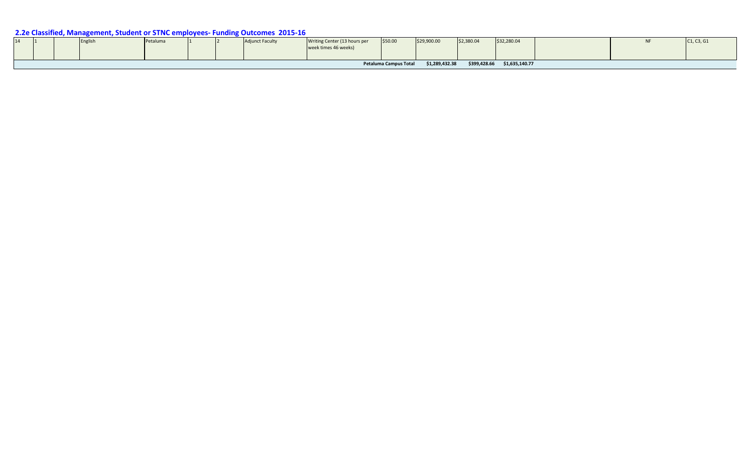## 2.2e Classified, Management, Student or STNC employees- Funding Outcomes 2015-16

| | | | | | | | | | | | | | | | |
|---|---|---|---|---|---|---|---|---|---|---|---|---|---|---|---|
| 14 | 1 | | English | Petaluma | 1 | 2 | Adjunct Faculty | Writing Center (13 hours per week times 46 weeks) | $50.00 | $29,900.00 | $2,380.04 | $32,280.04 | | NF | C1, C3, G1 |
| | | | | | | | | | Petaluma Campus Total | $1,289,432.38 | $399,428.66 | $1,635,140.77 | | | |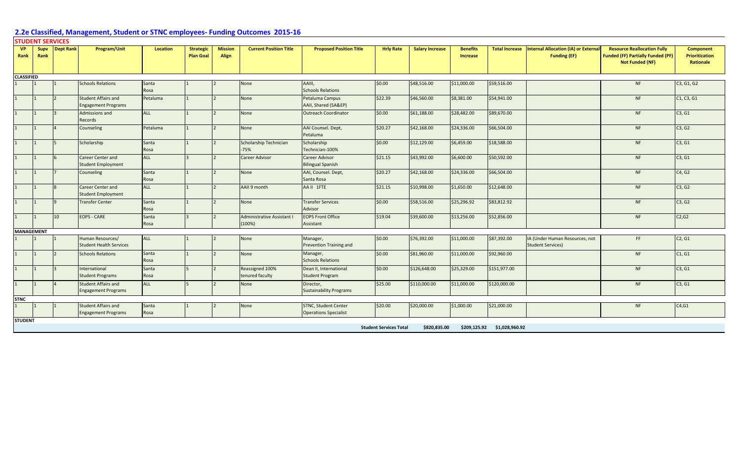## 2.2e Classified, Management, Student or STNC employees- Funding Outcomes 2015-16

### STUDENT SERVICES

| VP Rank | Supv Rank | Dept Rank | Program/Unit | Location | Strategic Plan Goal | Mission Align | Current Position Title | Proposed Position Title | Hrly Rate | Salary Increase | Benefits Increase | Total Increase | Internal Allocation (IA) or External Funding (EF) | Resource Reallocation Fully Funded (FF) Partially Funded (PF) Not Funded (NF) | Component Prioritization Rationale |
|---|---|---|---|---|---|---|---|---|---|---|---|---|---|---|---|
| **CLASSIFIED** | | | | | | | | | | | | | | | |
| 1 | 1 | 1 | Schools Relations | Santa Rosa | 1 | 2 | None | AAIII, Schools Relations | $0.00 | $48,516.00 | $11,000.00 | $59,516.00 | | NF | C3, G1, G2 |
| 1 | 1 | 2 | Student Affairs and Engagement Programs | Petaluma | 1 | 2 | None | Petaluma Campus AAII, Shared (SA&EP) | $22.39 | $46,560.00 | $8,381.00 | $54,941.00 | | NF | C1, C3, G1 |
| 1 | 1 | 3 | Admissions and Records | ALL | 1 | 2 | None | Outreach Coordinator | $0.00 | $61,188.00 | $28,482.00 | $89,670.00 | | NF | C3, G1 |
| 1 | 1 | 4 | Counseling | Petaluma | 1 | 2 | None | AAI Counsel. Dept, Petaluma | $20.27 | $42,168.00 | $24,336.00 | $66,504.00 | | NF | C3, G2 |
| 1 | 1 | 5 | Scholarship | Santa Rosa | 1 | 2 | Scholarship Technician -75% | Scholarship Technician-100% | $0.00 | $12,129.00 | $6,459.00 | $18,588.00 | | NF | C3, G1 |
| 1 | 1 | 6 | Career Center and Student Employment | ALL | 3 | 2 | Career Advisor | Career Advisor Bilingual Spanish | $21.15 | $43,992.00 | $6,600.00 | $50,592.00 | | NF | C3, G1 |
| 1 | 1 | 7 | Counseling | Santa Rosa | 1 | 2 | None | AAI, Counsel. Dept, Santa Rosa | $20.27 | $42,168.00 | $24,336.00 | $66,504.00 | | NF | C4, G2 |
| 1 | 1 | 8 | Career Center and Student Employment | ALL | 1 | 2 | AAII 9 month | AA II 1FTE | $21.15 | $10,998.00 | $1,650.00 | $12,648.00 | | NF | C3, G2 |
| 1 | 1 | 9 | Transfer Center | Santa Rosa | 1 | 2 | None | Transfer Services Advisor | $0.00 | $58,516.00 | $25,296.92 | $83,812.92 | | NF | C3, G2 |
| 1 | 1 | 10 | EOPS - CARE | Santa Rosa | 3 | 2 | Administrative Assistant I (100%) | EOPS Front Office Assistant | $19.04 | $39,600.00 | $13,256.00 | $52,856.00 | | NF | C2,G2 |
| **MANAGEMENT** | | | | | | | | | | | | | | | |
| 1 | 1 | 1 | Human Resources/ Student Health Services | ALL | 1 | 2 | None | Manager, Prevention Training and | $0.00 | $76,392.00 | $11,000.00 | $87,392.00 | IA (Under Human Resources, not Student Services) | FF | C2, G1 |
| 1 | 1 | 2 | Schools Relations | Santa Rosa | 1 | 2 | None | Manager, Schools Relations | $0.00 | $81,960.00 | $11,000.00 | $92,960.00 | | NF | C1, G1 |
| 1 | 1 | 3 | International Student Programs | Santa Rosa | 5 | 2 | Reassigned 100% tenured faculty | Dean II, International Student Program | $0.00 | $126,648.00 | $25,329.00 | $151,977.00 | | NF | C3, G1 |
| 1 | 1 | 4 | Student Affairs and Engagement Programs | ALL | 5 | 2 | None | Director, Sustainability Programs | $25.00 | $110,000.00 | $11,000.00 | $120,000.00 | | NF | C3, G1 |
| **STNC** | | | | | | | | | | | | | | | |
| 1 | 1 | 1 | Student Affairs and Engagement Programs | Santa Rosa | 1 | 2 | None | STNC, Student Center Operations Specialist | $20.00 | $20,000.00 | $1,000.00 | $21,000.00 | | NF | C4,G1 |
| **STUDENT** | | | | | | | | | | | | | | | |
| | | | | | | | | | **Student Services Total** | **$820,835.00** | **$209,125.92** | **$1,028,960.92** | | | |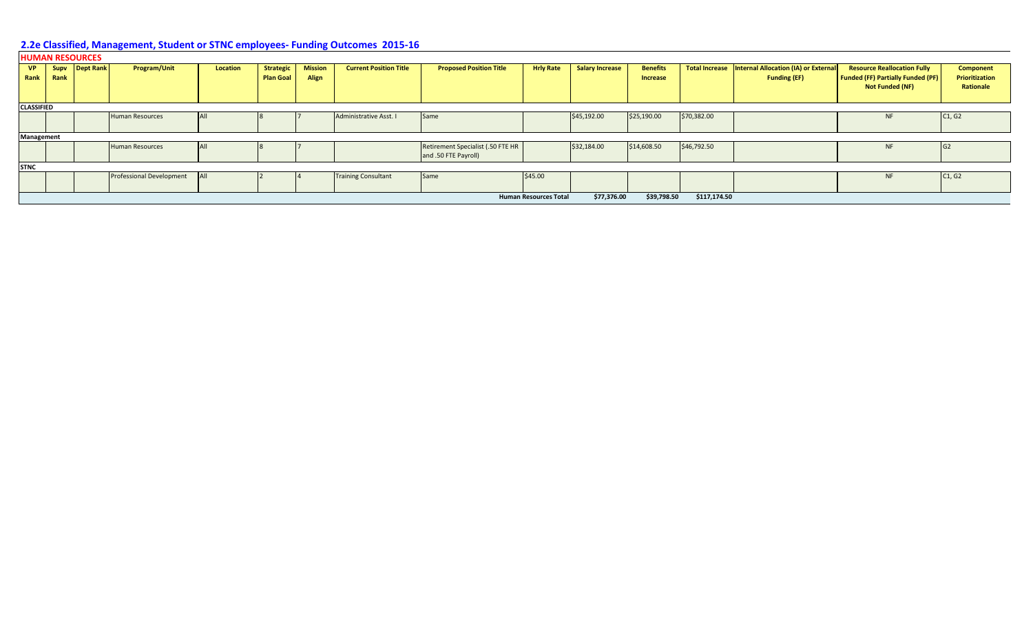## 2.2e Classified, Management, Student or STNC employees- Funding Outcomes 2015-16

**HUMAN RESOURCES**

| VP Rank | Supv Rank | Dept Rank | Program/Unit | Location | Strategic Plan Goal | Mission Align | Current Position Title | Proposed Position Title | Hrly Rate | Salary Increase | Benefits Increase | Total Increase | Internal Allocation (IA) or External Funding (EF) | Resource Reallocation Fully Funded (FF) Partially Funded (PF) Not Funded (NF) | Component Prioritization Rationale |
|---|---|---|---|---|---|---|---|---|---|---|---|---|---|---|---|
| **CLASSIFIED** | | | | | | | | | | | | | | | |
| | | | Human Resources | All | 8 | 7 | Administrative Asst. I | Same | | $45,192.00 | $25,190.00 | $70,382.00 | | NF | C1, G2 |
| **Management** | | | | | | | | | | | | | | | |
| | | | Human Resources | All | 8 | 7 | | Retirement Specialist (.50 FTE HR and .50 FTE Payroll) | | $32,184.00 | $14,608.50 | $46,792.50 | | NF | G2 |
| **STNC** | | | | | | | | | | | | | | | |
| | | | Professional Development | All | 2 | 4 | Training Consultant | Same | $45.00 | | | | | NF | C1, G2 |
| | | | | | | | | | **Human Resources Total** | **$77,376.00** | **$39,798.50** | **$117,174.50** | | | |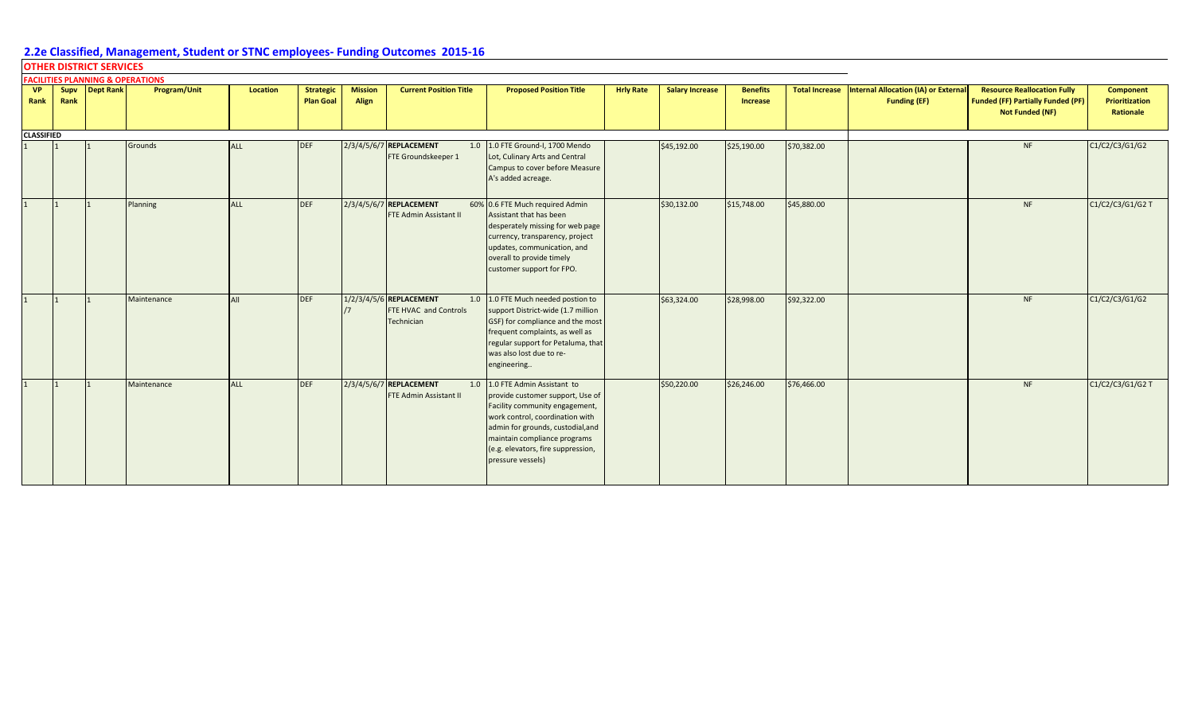## 2.2e Classified, Management, Student or STNC employees- Funding Outcomes 2015-16

### OTHER DISTRICT SERVICES

#### FACILITIES PLANNING & OPERATIONS

| VP Rank | Supv Rank | Dept Rank | Program/Unit | Location | Strategic Plan Goal | Mission Align | Current Position Title | Proposed Position Title | Hrly Rate | Salary Increase | Benefits Increase | Total Increase | Internal Allocation (IA) or External Funding (EF) | Resource Reallocation Fully Funded (FF) Partially Funded (PF) Not Funded (NF) | Component Prioritization Rationale |
|---|---|---|---|---|---|---|---|---|---|---|---|---|---|---|---|
| **CLASSIFIED** | | | | | | | | | | | | | | | |
| 1 | 1 | 1 | Grounds | ALL | DEF | 2/3/4/5/6/7 | **REPLACEMENT** 1.0 FTE Groundskeeper 1 | 1.0 FTE Ground-I, 1700 Mendo Lot, Culinary Arts and Central Campus to cover before Measure A's added acreage. | | $45,192.00 | $25,190.00 | $70,382.00 | | NF | C1/C2/C3/G1/G2 |
| 1 | 1 | 1 | Planning | ALL | DEF | 2/3/4/5/6/7 | **REPLACEMENT** 60% FTE Admin Assistant II | 0.6 FTE Much required Admin Assistant that has been desperately missing for web page currency, transparency, project updates, communication, and overall to provide timely customer support for FPO. | | $30,132.00 | $15,748.00 | $45,880.00 | | NF | C1/C2/C3/G1/G2 T |
| 1 | 1 | 1 | Maintenance | All | DEF | 1/2/3/4/5/6/7 | **REPLACEMENT** 1.0 FTE HVAC and Controls Technician | 1.0 FTE Much needed postion to support District-wide (1.7 million GSF) for compliance and the most frequent complaints, as well as regular support for Petaluma, that was also lost due to re-engineering.. | | $63,324.00 | $28,998.00 | $92,322.00 | | NF | C1/C2/C3/G1/G2 |
| 1 | 1 | 1 | Maintenance | ALL | DEF | 2/3/4/5/6/7 | **REPLACEMENT** 1.0 FTE Admin Assistant II | 1.0 FTE Admin Assistant to provide customer support, Use of Facility community engagement, work control, coordination with admin for grounds, custodial,and maintain compliance programs (e.g. elevators, fire suppression, pressure vessels) | | $50,220.00 | $26,246.00 | $76,466.00 | | NF | C1/C2/C3/G1/G2 T |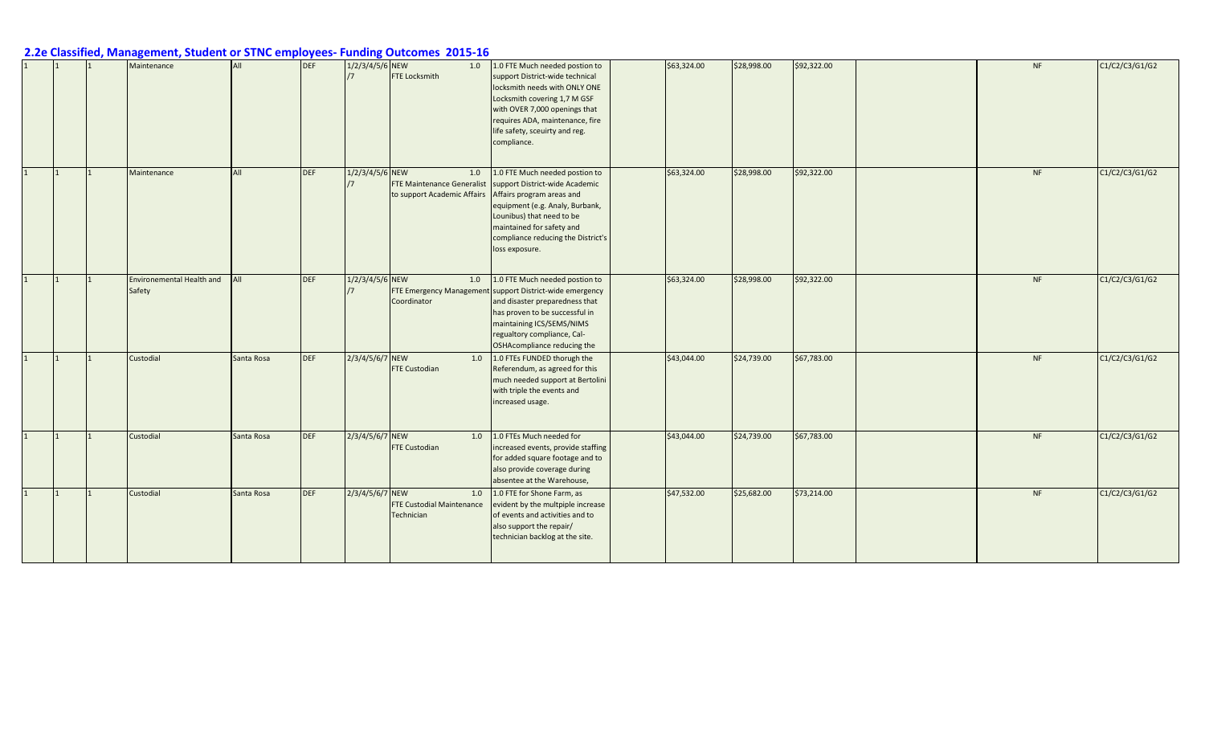## 2.2e Classified, Management, Student or STNC employees- Funding Outcomes 2015-16

| | | | | | | | | | | | | | | | |
|---|---|---|---|---|---|---|---|---|---|---|---|---|---|---|---|
| 1 | 1 | 1 | Maintenance | All | DEF | 1/2/3/4/5/6/7 | NEW | 1.0 FTE Locksmith | 1.0 FTE Much needed postion to support District-wide technical locksmith needs with ONLY ONE Locksmith covering 1,7 M GSF with OVER 7,000 openings that requires ADA, maintenance, fire life safety, sceuirty and reg. compliance. | | $63,324.00 | $28,998.00 | $92,322.00 | | NF | C1/C2/C3/G1/G2 |
| 1 | 1 | 1 | Maintenance | All | DEF | 1/2/3/4/5/6/7 | NEW | 1.0 FTE Maintenance Generalist to support Academic Affairs | 1.0 FTE Much needed postion to support District-wide Academic Affairs program areas and equipment (e.g. Analy, Burbank, Lounibus) that need to be maintained for safety and compliance reducing the District's loss exposure. | | $63,324.00 | $28,998.00 | $92,322.00 | | NF | C1/C2/C3/G1/G2 |
| 1 | 1 | 1 | Environemental Health and Safety | All | DEF | 1/2/3/4/5/6/7 | NEW | 1.0 FTE Emergency Management Coordinator | 1.0 FTE Much needed postion to support District-wide emergency and disaster preparedness that has proven to be successful in maintaining ICS/SEMS/NIMS regualtory compliance, Cal-OSHAcompliance reducing the | | $63,324.00 | $28,998.00 | $92,322.00 | | NF | C1/C2/C3/G1/G2 |
| 1 | 1 | 1 | Custodial | Santa Rosa | DEF | 2/3/4/5/6/7 | NEW | 1.0 FTE Custodian | 1.0 FTEs FUNDED thorugh the Referendum, as agreed for this much needed support at Bertolini with triple the events and increased usage. | | $43,044.00 | $24,739.00 | $67,783.00 | | NF | C1/C2/C3/G1/G2 |
| 1 | 1 | 1 | Custodial | Santa Rosa | DEF | 2/3/4/5/6/7 | NEW | 1.0 FTE Custodian | 1.0 FTEs Much needed for increased events, provide staffing for added square footage and to also provide coverage during absentee at the Warehouse, | | $43,044.00 | $24,739.00 | $67,783.00 | | NF | C1/C2/C3/G1/G2 |
| 1 | 1 | 1 | Custodial | Santa Rosa | DEF | 2/3/4/5/6/7 | NEW | 1.0 FTE Custodial Maintenance Technician | 1.0 FTE for Shone Farm, as evident by the multpiple increase of events and activities and to also support the repair/ technician backlog at the site. | | $47,532.00 | $25,682.00 | $73,214.00 | | NF | C1/C2/C3/G1/G2 |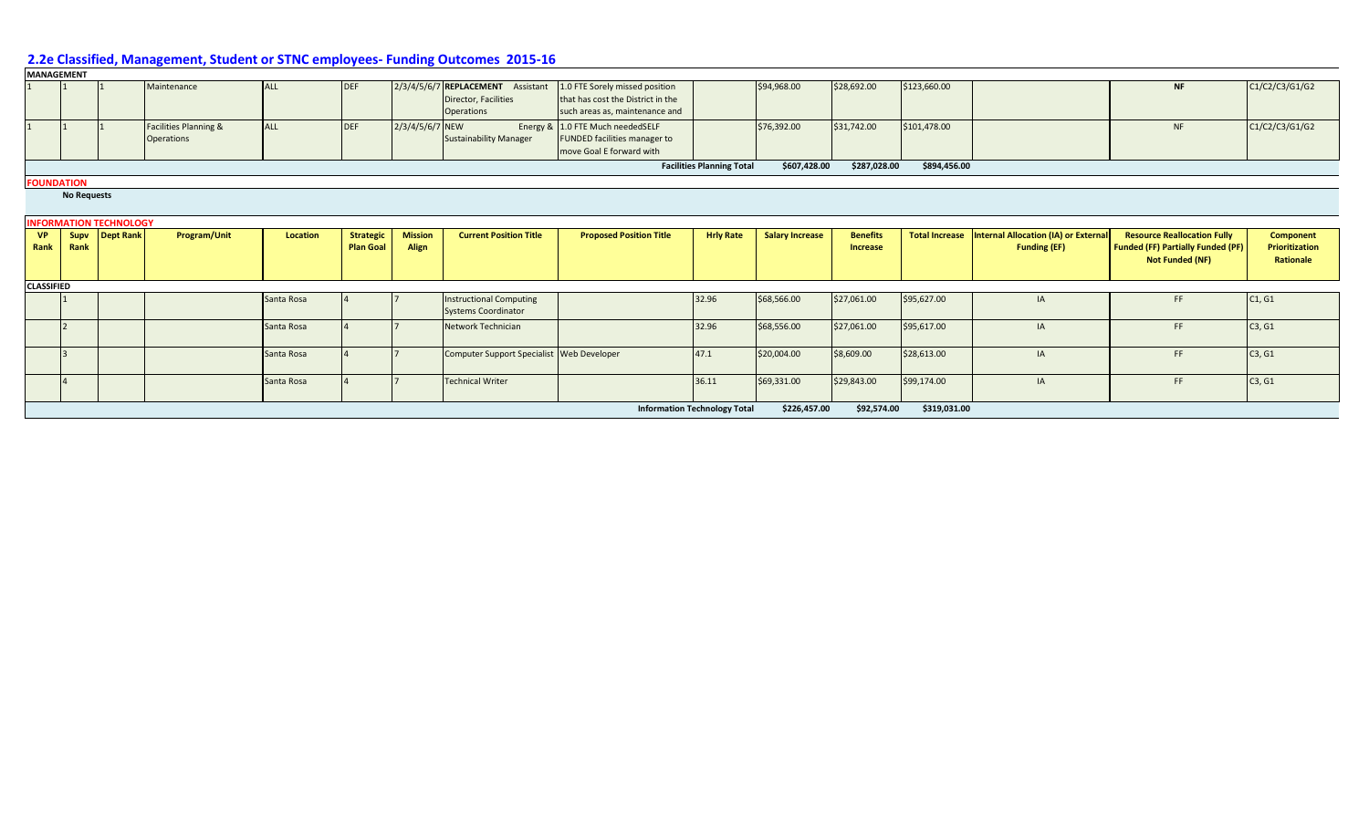## 2.2e Classified, Management, Student or STNC employees- Funding Outcomes 2015-16

**MANAGEMENT**

| VP Rank | Supv Rank | Dept Rank | Program/Unit | Location | Strategic Plan Goal | Mission Align | Current Position Title | Proposed Position Title | Hrly Rate | Salary Increase | Benefits Increase | Total Increase | Internal Allocation (IA) or External Funding (EF) | Resource Reallocation Fully Funded (FF) Partially Funded (PF) Not Funded (NF) | Component Prioritization Rationale |
|---|---|---|---|---|---|---|---|---|---|---|---|---|---|---|---|
| 1 | 1 | 1 | Maintenance | ALL | DEF | 2/3/4/5/6/7 | **REPLACEMENT** Assistant Director, Facilities Operations | 1.0 FTE Sorely missed position that has cost the District in the such areas as, maintenance and | | $94,968.00 | $28,692.00 | $123,660.00 | | NF | C1/C2/C3/G1/G2 |
| 1 | 1 | 1 | Facilities Planning & Operations | ALL | DEF | 2/3/4/5/6/7 | NEW Energy & Sustainability Manager | 1.0 FTE Much neededSELF FUNDED facilities manager to move Goal E forward with | | $76,392.00 | $31,742.00 | $101,478.00 | | NF | C1/C2/C3/G1/G2 |
| | | | | | | | | | **Facilities Planning Total** | **$607,428.00** | **$287,028.00** | **$894,456.00** | | | |

**FOUNDATION**

**No Requests**

**INFORMATION TECHNOLOGY**

| VP Rank | Supv Rank | Dept Rank | Program/Unit | Location | Strategic Plan Goal | Mission Align | Current Position Title | Proposed Position Title | Hrly Rate | Salary Increase | Benefits Increase | Total Increase | Internal Allocation (IA) or External Funding (EF) | Resource Reallocation Fully Funded (FF) Partially Funded (PF) Not Funded (NF) | Component Prioritization Rationale |
|---|---|---|---|---|---|---|---|---|---|---|---|---|---|---|---|
| **CLASSIFIED** | | | | | | | | | | | | | | | |
| | 1 | | | Santa Rosa | 4 | 7 | Instructional Computing Systems Coordinator | | 32.96 | $68,566.00 | $27,061.00 | $95,627.00 | IA | FF | C1, G1 |
| | 2 | | | Santa Rosa | 4 | 7 | Network Technician | | 32.96 | $68,556.00 | $27,061.00 | $95,617.00 | IA | FF | C3, G1 |
| | 3 | | | Santa Rosa | 4 | 7 | Computer Support Specialist | Web Developer | 47.1 | $20,004.00 | $8,609.00 | $28,613.00 | IA | FF | C3, G1 |
| | 4 | | | Santa Rosa | 4 | 7 | Technical Writer | | 36.11 | $69,331.00 | $29,843.00 | $99,174.00 | IA | FF | C3, G1 |
| | | | | | | | | | **Information Technology Total** | **$226,457.00** | **$92,574.00** | **$319,031.00** | | | |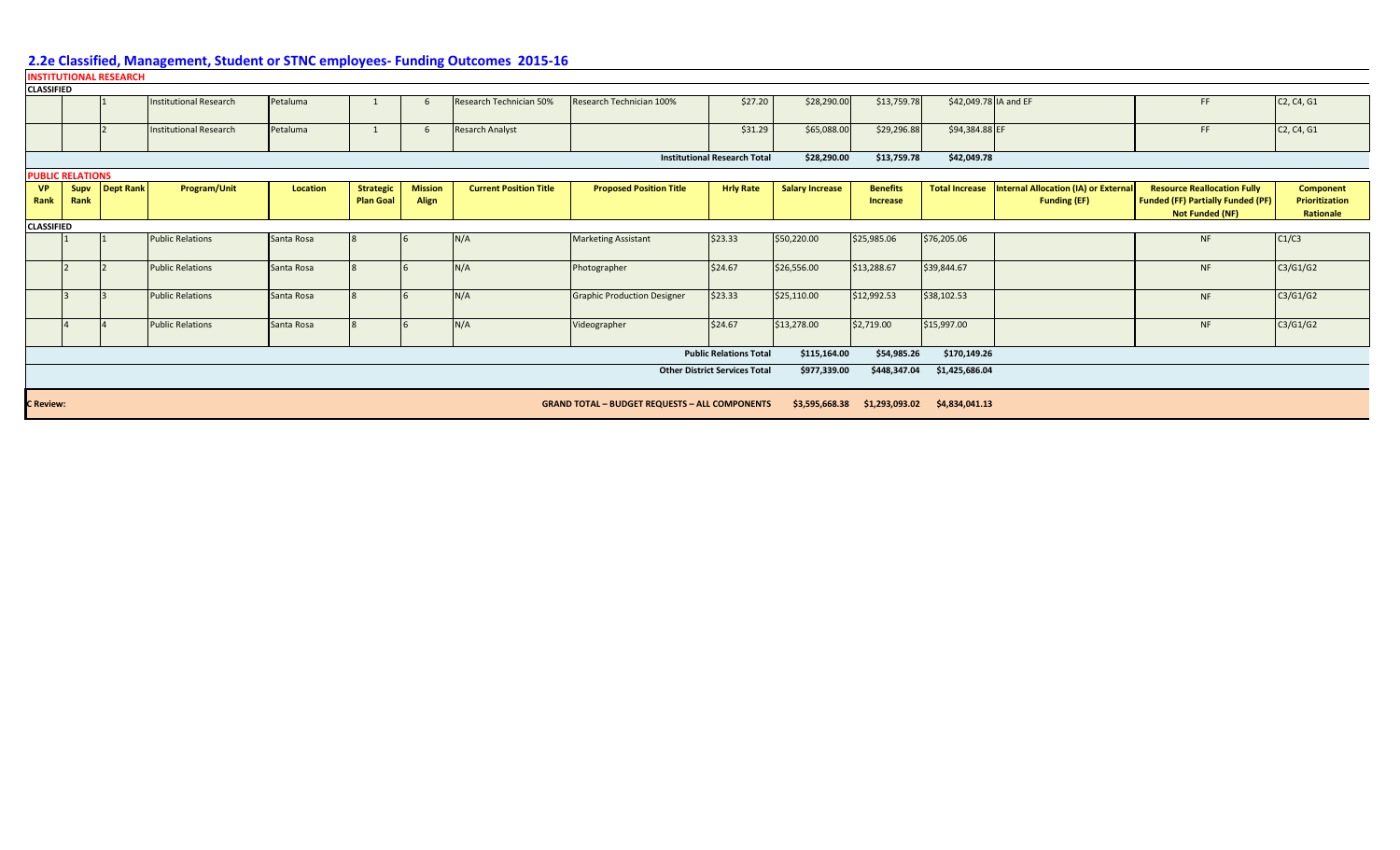## 2.2e Classified, Management, Student or STNC employees- Funding Outcomes 2015-16

**INSTITUTIONAL RESEARCH**

| VP Rank | Supv Rank | Dept Rank | Program/Unit | Location | Strategic Plan Goal | Mission Align | Current Position Title | Proposed Position Title | Hrly Rate | Salary Increase | Benefits Increase | Total Increase | Internal Allocation (IA) or External Funding (EF) | Resource Reallocation Fully Funded (FF) Partially Funded (PF) Not Funded (NF) | Component Prioritization Rationale |
|---|---|---|---|---|---|---|---|---|---|---|---|---|---|---|---|
| **CLASSIFIED** | | | | | | | | | | | | | | | |
| | | 1 | Institutional Research | Petaluma | 1 | 6 | Research Technician 50% | Research Technician 100% | $27.20 | $28,290.00 | $13,759.78 | $42,049.78 | IA and EF | FF | C2, C4, G1 |
| | | 2 | Institutional Research | Petaluma | 1 | 6 | Resarch Analyst | | $31.29 | $65,088.00 | $29,296.88 | $94,384.88 | EF | FF | C2, C4, G1 |
| | | | | | | | | | **Institutional Research Total** | **$28,290.00** | **$13,759.78** | **$42,049.78** | | | |

**PUBLIC RELATIONS**

| VP Rank | Supv Rank | Dept Rank | Program/Unit | Location | Strategic Plan Goal | Mission Align | Current Position Title | Proposed Position Title | Hrly Rate | Salary Increase | Benefits Increase | Total Increase | Internal Allocation (IA) or External Funding (EF) | Resource Reallocation Fully Funded (FF) Partially Funded (PF) Not Funded (NF) | Component Prioritization Rationale |
|---|---|---|---|---|---|---|---|---|---|---|---|---|---|---|---|
| **CLASSIFIED** | | | | | | | | | | | | | | | |
| | 1 | 1 | Public Relations | Santa Rosa | 8 | 6 | N/A | Marketing Assistant | $23.33 | $50,220.00 | $25,985.06 | $76,205.06 | | NF | C1/C3 |
| | 2 | 2 | Public Relations | Santa Rosa | 8 | 6 | N/A | Photographer | $24.67 | $26,556.00 | $13,288.67 | $39,844.67 | | NF | C3/G1/G2 |
| | 3 | 3 | Public Relations | Santa Rosa | 8 | 6 | N/A | Graphic Production Designer | $23.33 | $25,110.00 | $12,992.53 | $38,102.53 | | NF | C3/G1/G2 |
| | 4 | 4 | Public Relations | Santa Rosa | 8 | 6 | N/A | Videographer | $24.67 | $13,278.00 | $2,719.00 | $15,997.00 | | NF | C3/G1/G2 |
| | | | | | | | | | **Public Relations Total** | **$115,164.00** | **$54,985.26** | **$170,149.26** | | | |
| | | | | | | | | | **Other District Services Total** | **$977,339.00** | **$448,347.04** | **$1,425,686.04** | | | |
| **C Review:** | | | | | | | | **GRAND TOTAL – BUDGET REQUESTS – ALL COMPONENTS** | | **$3,595,668.38** | **$1,293,093.02** | **$4,834,041.13** | | | |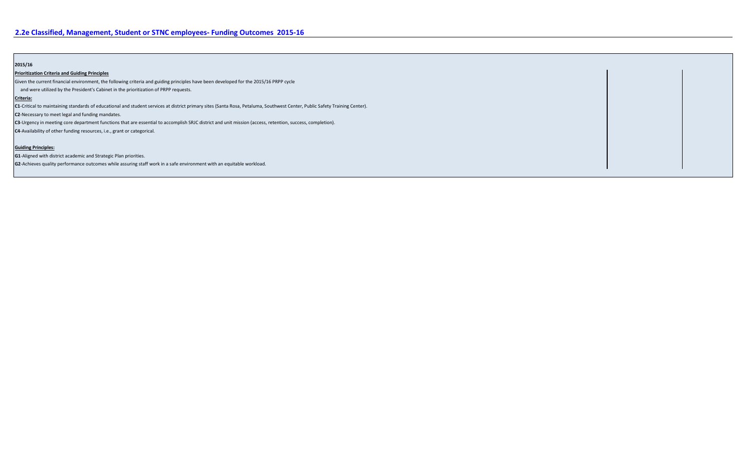## 2.2e Classified, Management, Student or STNC employees- Funding Outcomes 2015-16

**2015/16**

**Prioritization Criteria and Guiding Principles**

Given the current financial environment, the following criteria and guiding principles have been developed for the 2015/16 PRPP cycle and were utilized by the President's Cabinet in the prioritization of PRPP requests.

**Criteria:**

**C1**-Critical to maintaining standards of educational and student services at district primary sites (Santa Rosa, Petaluma, Southwest Center, Public Safety Training Center).

**C2**-Necessary to meet legal and funding mandates.

**C3**-Urgency in meeting core department functions that are essential to accomplish SRJC district and unit mission (access, retention, success, completion).

**C4**-Availability of other funding resources, i.e., grant or categorical.

**Guiding Principles:**

**G1**-Aligned with district academic and Strategic Plan priorities.

**G2**-Achieves quality performance outcomes while assuring staff work in a safe environment with an equitable workload.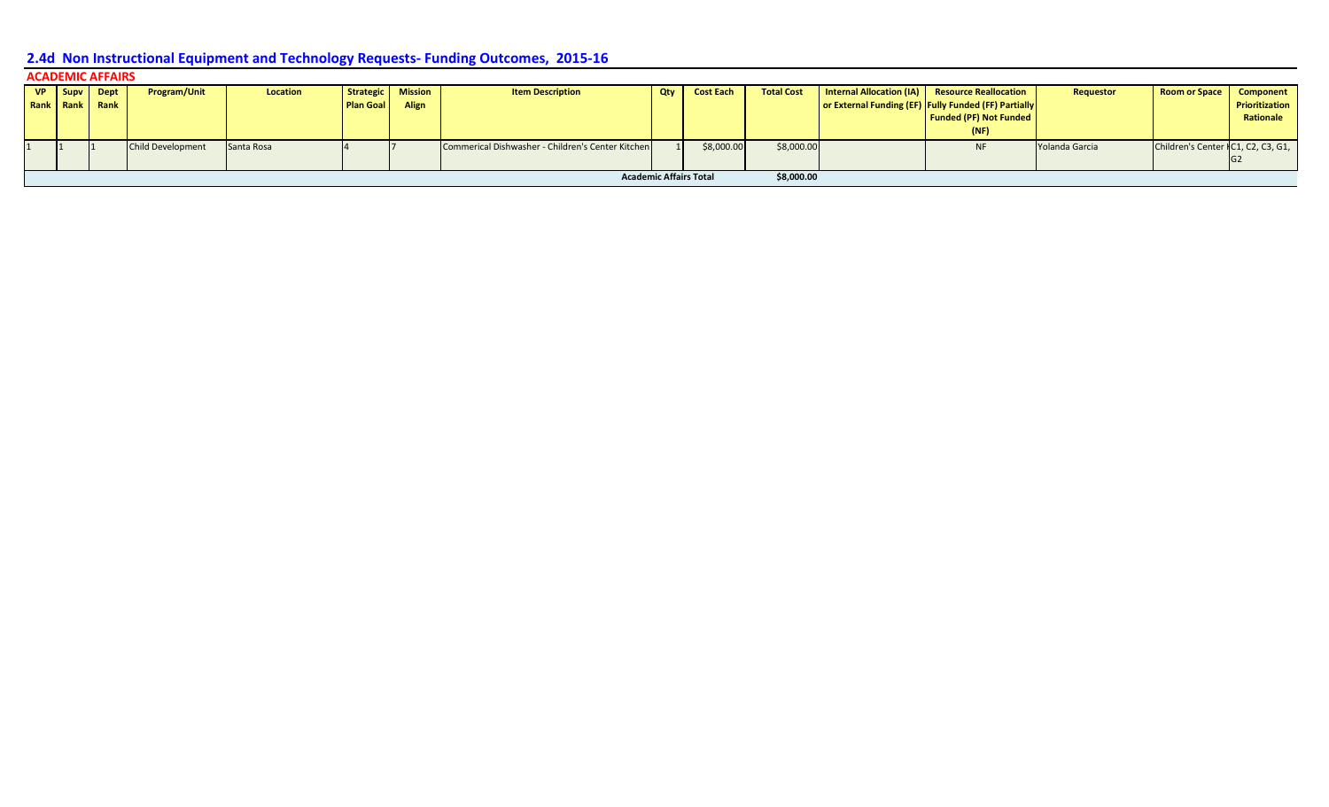## 2.4d Non Instructional Equipment and Technology Requests- Funding Outcomes, 2015-16

### ACADEMIC AFFAIRS

| VP Rank | Supv Rank | Dept Rank | Program/Unit | Location | Strategic Plan Goal | Mission Align | Item Description | Qty | Cost Each | Total Cost | Internal Allocation (IA) or External Funding (EF) | Resource Reallocation Fully Funded (FF) Partially Funded (PF) Not Funded (NF) | Requestor | Room or Space | Component Prioritization Rationale |
|---|---|---|---|---|---|---|---|---|---|---|---|---|---|---|---|
| 1 | 1 | 1 | Child Development | Santa Rosa | 4 | 7 | Commerical Dishwasher - Children's Center Kitchen | 1 | $8,000.00 | $8,000.00 | | NF | Yolanda Garcia | Children's Center K | C1, C2, C3, G1, G2 |
| | | | | | | | | Academic Affairs Total | | $8,000.00 | | | | | |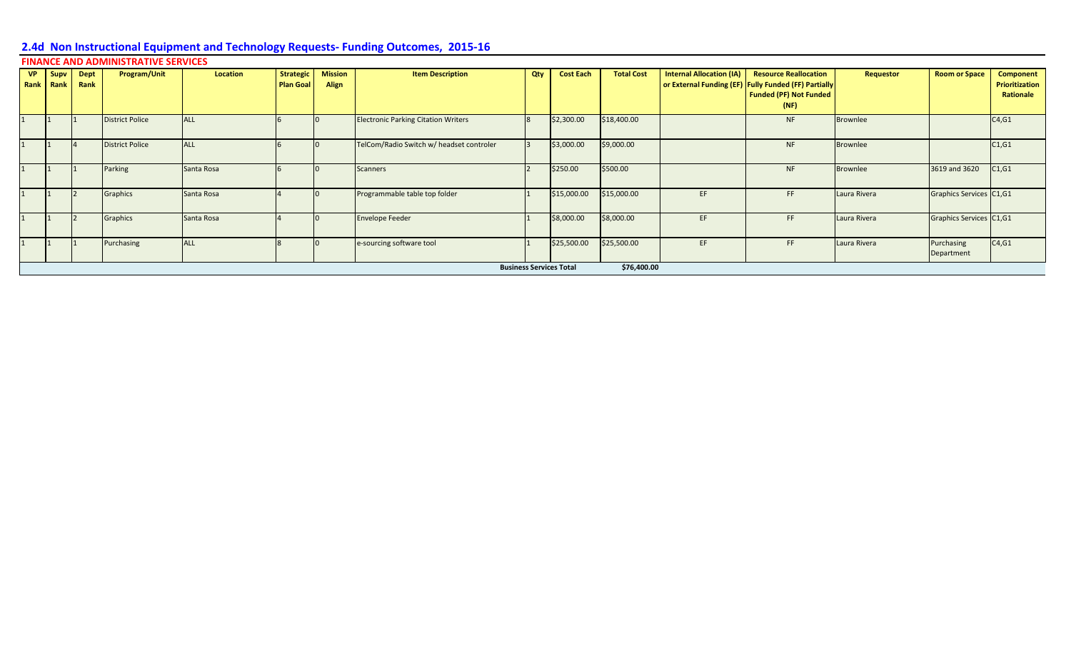## 2.4d Non Instructional Equipment and Technology Requests- Funding Outcomes, 2015-16

### FINANCE AND ADMINISTRATIVE SERVICES

| VP Rank | Supv Rank | Dept Rank | Program/Unit | Location | Strategic Plan Goal | Mission Align | Item Description | Qty | Cost Each | Total Cost | Internal Allocation (IA) or External Funding (EF) | Resource Reallocation Fully Funded (FF) Partially Funded (PF) Not Funded (NF) | Requestor | Room or Space | Component Prioritization Rationale |
|---|---|---|---|---|---|---|---|---|---|---|---|---|---|---|---|
| 1 | 1 | 1 | District Police | ALL | 6 | 0 | Electronic Parking Citation Writers | 8 | $2,300.00 | $18,400.00 | | NF | Brownlee | | C4,G1 |
| 1 | 1 | 4 | District Police | ALL | 6 | 0 | TelCom/Radio Switch w/ headset controler | 3 | $3,000.00 | $9,000.00 | | NF | Brownlee | | C1,G1 |
| 1 | 1 | 1 | Parking | Santa Rosa | 6 | 0 | Scanners | 2 | $250.00 | $500.00 | | NF | Brownlee | 3619 and 3620 | C1,G1 |
| 1 | 1 | 2 | Graphics | Santa Rosa | 4 | 0 | Programmable table top folder | 1 | $15,000.00 | $15,000.00 | EF | FF | Laura Rivera | Graphics Services | C1,G1 |
| 1 | 1 | 2 | Graphics | Santa Rosa | 4 | 0 | Envelope Feeder | 1 | $8,000.00 | $8,000.00 | EF | FF | Laura Rivera | Graphics Services | C1,G1 |
| 1 | 1 | 1 | Purchasing | ALL | 8 | 0 | e-sourcing software tool | 1 | $25,500.00 | $25,500.00 | EF | FF | Laura Rivera | Purchasing Department | C4,G1 |
| | | | | | | | | **Business Services Total** | | **$76,400.00** | | | | | |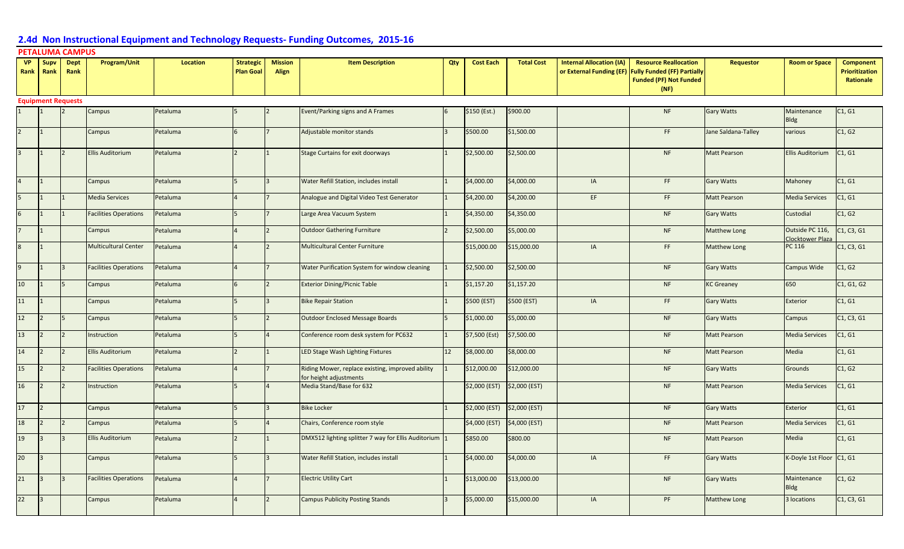## 2.4d Non Instructional Equipment and Technology Requests- Funding Outcomes, 2015-16

### PETALUMA CAMPUS

| VP Rank | Supv Rank | Dept Rank | Program/Unit | Location | Strategic Plan Goal | Mission Align | Item Description | Qty | Cost Each | Total Cost | Internal Allocation (IA) or External Funding (EF) | Resource Reallocation Fully Funded (FF) Partially Funded (PF) Not Funded (NF) | Requestor | Room or Space | Component Prioritization Rationale |
|---|---|---|---|---|---|---|---|---|---|---|---|---|---|---|---|
| **Equipment Requests** | | | | | | | | | | | | | | | |
| 1 | 1 | 2 | Campus | Petaluma | 5 | 2 | Event/Parking signs and A Frames | 6 | $150 (Est.) | $900.00 | | NF | Gary Watts | Maintenance Bldg | C1, G1 |
| 2 | 1 | | Campus | Petaluma | 6 | 7 | Adjustable monitor stands | 3 | $500.00 | $1,500.00 | | FF | Jane Saldana-Talley | various | C1, G2 |
| 3 | 1 | 2 | Ellis Auditorium | Petaluma | 2 | 1 | Stage Curtains for exit doorways | 1 | $2,500.00 | $2,500.00 | | NF | Matt Pearson | Ellis Auditorium | C1, G1 |
| 4 | 1 | | Campus | Petaluma | 5 | 3 | Water Refill Station, includes install | 1 | $4,000.00 | $4,000.00 | IA | FF | Gary Watts | Mahoney | C1, G1 |
| 5 | 1 | 1 | Media Services | Petaluma | 4 | 7 | Analogue and Digital Video Test Generator | 1 | $4,200.00 | $4,200.00 | EF | FF | Matt Pearson | Media Services | C1, G1 |
| 6 | 1 | 1 | Facilities Operations | Petaluma | 5 | 7 | Large Area Vacuum System | 1 | $4,350.00 | $4,350.00 | | NF | Gary Watts | Custodial | C1, G2 |
| 7 | 1 | | Campus | Petaluma | 4 | 2 | Outdoor Gathering Furniture | 2 | $2,500.00 | $5,000.00 | | NF | Matthew Long | Outside PC 116, Clocktower Plaza | C1, C3, G1 |
| 8 | 1 | | Multicultural Center | Petaluma | 4 | 2 | Multicultural Center Furniture | | $15,000.00 | $15,000.00 | IA | FF | Matthew Long | PC 116 | C1, C3, G1 |
| 9 | 1 | 3 | Facilities Operations | Petaluma | 4 | 7 | Water Purification System for window cleaning | 1 | $2,500.00 | $2,500.00 | | NF | Gary Watts | Campus Wide | C1, G2 |
| 10 | 1 | 5 | Campus | Petaluma | 6 | 2 | Exterior Dining/Picnic Table | 1 | $1,157.20 | $1,157.20 | | NF | KC Greaney | 650 | C1, G1, G2 |
| 11 | 1 | | Campus | Petaluma | 5 | 3 | Bike Repair Station | 1 | $500 (EST) | $500 (EST) | IA | FF | Gary Watts | Exterior | C1, G1 |
| 12 | 2 | 5 | Campus | Petaluma | 5 | 2 | Outdoor Enclosed Message Boards | 5 | $1,000.00 | $5,000.00 | | NF | Gary Watts | Campus | C1, C3, G1 |
| 13 | 2 | 2 | Instruction | Petaluma | 5 | 4 | Conference room desk system for PC632 | 1 | $7,500 (Est) | $7,500.00 | | NF | Matt Pearson | Media Services | C1, G1 |
| 14 | 2 | 2 | Ellis Auditorium | Petaluma | 2 | 1 | LED Stage Wash Lighting Fixtures | 12 | $8,000.00 | $8,000.00 | | NF | Matt Pearson | Media | C1, G1 |
| 15 | 2 | 2 | Facilities Operations | Petaluma | 4 | 7 | Riding Mower, replace existing, improved ability for height adjustments | 1 | $12,000.00 | $12,000.00 | | NF | Gary Watts | Grounds | C1, G2 |
| 16 | 2 | 2 | Instruction | Petaluma | 5 | 4 | Media Stand/Base for 632 | | $2,000 (EST) | $2,000 (EST) | | NF | Matt Pearson | Media Services | C1, G1 |
| 17 | 2 | | Campus | Petaluma | 5 | 3 | Bike Locker | 1 | $2,000 (EST) | $2,000 (EST) | | NF | Gary Watts | Exterior | C1, G1 |
| 18 | 2 | 2 | Campus | Petaluma | 5 | 4 | Chairs, Conference room style | | $4,000 (EST) | $4,000 (EST) | | NF | Matt Pearson | Media Services | C1, G1 |
| 19 | 3 | 3 | Ellis Auditorium | Petaluma | 2 | 1 | DMX512 lighting splitter 7 way for Ellis Auditorium | 1 | $850.00 | $800.00 | | NF | Matt Pearson | Media | C1, G1 |
| 20 | 3 | | Campus | Petaluma | 5 | 3 | Water Refill Station, includes install | 1 | $4,000.00 | $4,000.00 | IA | FF | Gary Watts | K-Doyle 1st Floor | C1, G1 |
| 21 | 3 | 3 | Facilities Operations | Petaluma | 4 | 7 | Electric Utility Cart | 1 | $13,000.00 | $13,000.00 | | NF | Gary Watts | Maintenance Bldg | C1, G2 |
| 22 | 3 | | Campus | Petaluma | 4 | 2 | Campus Publicity Posting Stands | 3 | $5,000.00 | $15,000.00 | IA | PF | Matthew Long | 3 locations | C1, C3, G1 |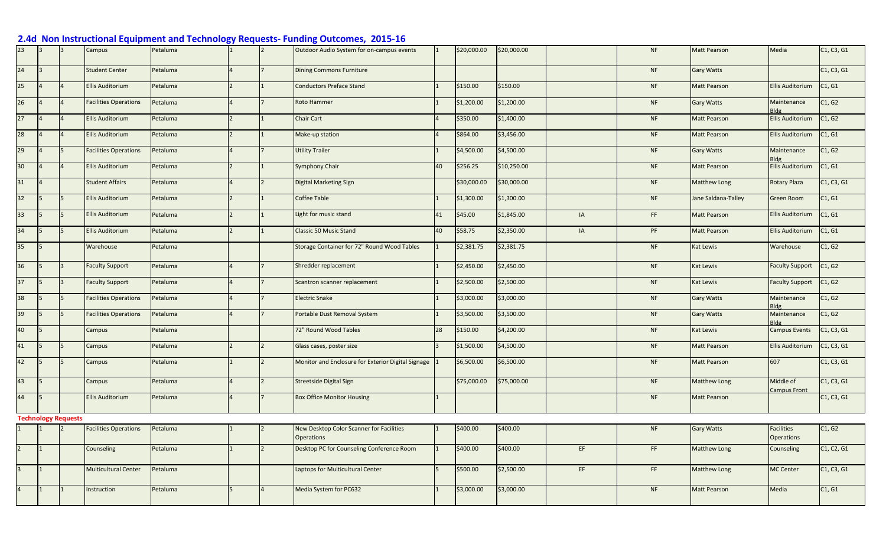## 2.4d Non Instructional Equipment and Technology Requests- Funding Outcomes, 2015-16

| | | | | | | | | | | | | | | | |
|---|---|---|---|---|---|---|---|---|---|---|---|---|---|---|---|
| 23 | 3 | 3 | Campus | Petaluma | 1 | 2 | Outdoor Audio System for on-campus events | 1 | $20,000.00 | $20,000.00 | | NF | Matt Pearson | Media | C1, C3, G1 |
| 24 | 3 | | Student Center | Petaluma | 4 | 7 | Dining Commons Furniture | | | | | NF | Gary Watts | | C1, C3, G1 |
| 25 | 4 | 4 | Ellis Auditorium | Petaluma | 2 | 1 | Conductors Preface Stand | 1 | $150.00 | $150.00 | | NF | Matt Pearson | Ellis Auditorium | C1, G1 |
| 26 | 4 | 4 | Facilities Operations | Petaluma | 4 | 7 | Roto Hammer | 1 | $1,200.00 | $1,200.00 | | NF | Gary Watts | Maintenance Bldg | C1, G2 |
| 27 | 4 | 4 | Ellis Auditorium | Petaluma | 2 | 1 | Chair Cart | 4 | $350.00 | $1,400.00 | | NF | Matt Pearson | Ellis Auditorium | C1, G2 |
| 28 | 4 | 4 | Ellis Auditorium | Petaluma | 2 | 1 | Make-up station | 4 | $864.00 | $3,456.00 | | NF | Matt Pearson | Ellis Auditorium | C1, G1 |
| 29 | 4 | 5 | Facilities Operations | Petaluma | 4 | 7 | Utility Trailer | 1 | $4,500.00 | $4,500.00 | | NF | Gary Watts | Maintenance Bldg | C1, G2 |
| 30 | 4 | 4 | Ellis Auditorium | Petaluma | 2 | 1 | Symphony Chair | 40 | $256.25 | $10,250.00 | | NF | Matt Pearson | Ellis Auditorium | C1, G1 |
| 31 | 4 | | Student Affairs | Petaluma | 4 | 2 | Digital Marketing Sign | | $30,000.00 | $30,000.00 | | NF | Matthew Long | Rotary Plaza | C1, C3, G1 |
| 32 | 5 | 5 | Ellis Auditorium | Petaluma | 2 | 1 | Coffee Table | 1 | $1,300.00 | $1,300.00 | | NF | Jane Saldana-Talley | Green Room | C1, G1 |
| 33 | 5 | 5 | Ellis Auditorium | Petaluma | 2 | 1 | Light for music stand | 41 | $45.00 | $1,845.00 | IA | FF | Matt Pearson | Ellis Auditorium | C1, G1 |
| 34 | 5 | 5 | Ellis Auditorium | Petaluma | 2 | 1 | Classic 50 Music Stand | 40 | $58.75 | $2,350.00 | IA | PF | Matt Pearson | Ellis Auditorium | C1, G1 |
| 35 | 5 | | Warehouse | Petaluma | | | Storage Container for 72" Round Wood Tables | 1 | $2,381.75 | $2,381.75 | | NF | Kat Lewis | Warehouse | C1, G2 |
| 36 | 5 | 3 | Faculty Support | Petaluma | 4 | 7 | Shredder replacement | 1 | $2,450.00 | $2,450.00 | | NF | Kat Lewis | Faculty Support | C1, G2 |
| 37 | 5 | 3 | Faculty Support | Petaluma | 4 | 7 | Scantron scanner replacement | 1 | $2,500.00 | $2,500.00 | | NF | Kat Lewis | Faculty Support | C1, G2 |
| 38 | 5 | 5 | Facilities Operations | Petaluma | 4 | 7 | Electric Snake | 1 | $3,000.00 | $3,000.00 | | NF | Gary Watts | Maintenance Bldg | C1, G2 |
| 39 | 5 | 5 | Facilities Operations | Petaluma | 4 | 7 | Portable Dust Removal System | 1 | $3,500.00 | $3,500.00 | | NF | Gary Watts | Maintenance Bldg | C1, G2 |
| 40 | 5 | | Campus | Petaluma | | | 72" Round Wood Tables | 28 | $150.00 | $4,200.00 | | NF | Kat Lewis | Campus Events | C1, C3, G1 |
| 41 | 5 | 5 | Campus | Petaluma | 2 | 2 | Glass cases, poster size | 3 | $1,500.00 | $4,500.00 | | NF | Matt Pearson | Ellis Auditorium | C1, C3, G1 |
| 42 | 5 | 5 | Campus | Petaluma | 1 | 2 | Monitor and Enclosure for Exterior Digital Signage | 1 | $6,500.00 | $6,500.00 | | NF | Matt Pearson | 607 | C1, C3, G1 |
| 43 | 5 | | Campus | Petaluma | 4 | 2 | Streetside Digital Sign | | $75,000.00 | $75,000.00 | | NF | Matthew Long | Middle of Campus Front | C1, C3, G1 |
| 44 | 5 | | Ellis Auditorium | Petaluma | 4 | 7 | Box Office Monitor Housing | 1 | | | | NF | Matt Pearson | | C1, C3, G1 |
| **Technology Requests** | | | | | | | | | | | | | | | |
| 1 | 1 | 2 | Facilities Operations | Petaluma | 1 | 2 | New Desktop Color Scanner for Facilities Operations | 1 | $400.00 | $400.00 | | NF | Gary Watts | Facilities Operations | C1, G2 |
| 2 | 1 | | Counseling | Petaluma | 1 | 2 | Desktop PC for Counseling Conference Room | 1 | $400.00 | $400.00 | EF | FF | Matthew Long | Counseling | C1, C2, G1 |
| 3 | 1 | | Multicultural Center | Petaluma | | | Laptops for Multicultural Center | 5 | $500.00 | $2,500.00 | EF | FF | Matthew Long | MC Center | C1, C3, G1 |
| 4 | 1 | 1 | Instruction | Petaluma | 5 | 4 | Media System for PC632 | 1 | $3,000.00 | $3,000.00 | | NF | Matt Pearson | Media | C1, G1 |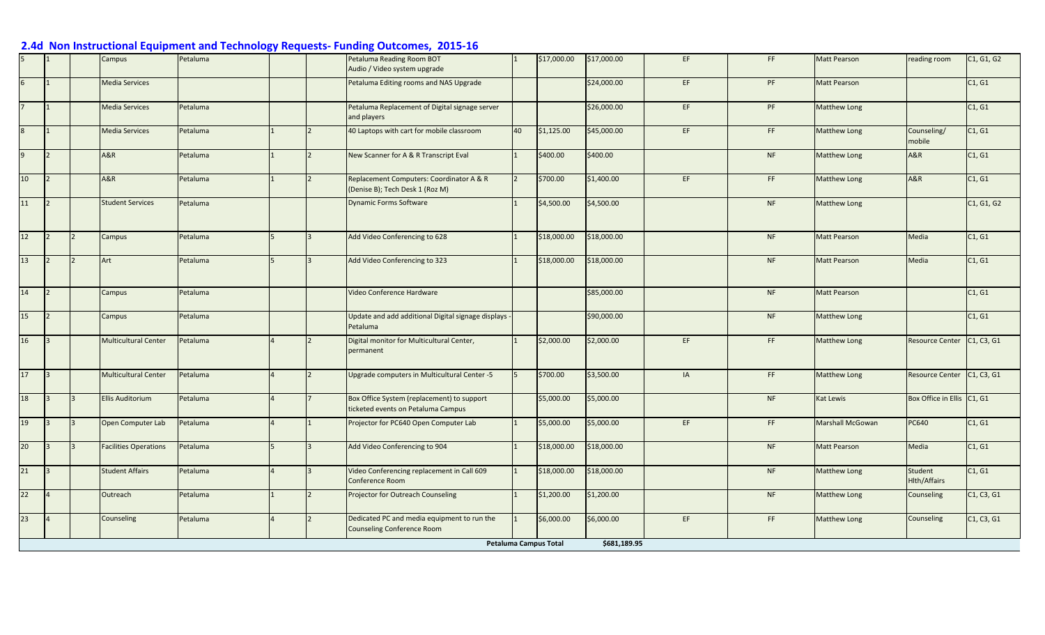## 2.4d Non Instructional Equipment and Technology Requests- Funding Outcomes, 2015-16

| | | | | | | | | | | | | | | | |
|---|---|---|---|---|---|---|---|---|---|---|---|---|---|---|---|
| 5 | 1 | | Campus | Petaluma | | | Petaluma Reading Room BOT Audio / Video system upgrade | 1 | $17,000.00 | $17,000.00 | EF | FF | Matt Pearson | reading room | C1, G1, G2 |
| 6 | 1 | | Media Services | | | | Petaluma Editing rooms and NAS Upgrade | | | $24,000.00 | EF | PF | Matt Pearson | | C1, G1 |
| 7 | 1 | | Media Services | Petaluma | | | Petaluma Replacement of Digital signage server and players | | | $26,000.00 | EF | PF | Matthew Long | | C1, G1 |
| 8 | 1 | | Media Services | Petaluma | 1 | 2 | 40 Laptops with cart for mobile classroom | 40 | $1,125.00 | $45,000.00 | EF | FF | Matthew Long | Counseling/ mobile | C1, G1 |
| 9 | 2 | | A&R | Petaluma | 1 | 2 | New Scanner for A & R Transcript Eval | 1 | $400.00 | $400.00 | | NF | Matthew Long | A&R | C1, G1 |
| 10 | 2 | | A&R | Petaluma | 1 | 2 | Replacement Computers: Coordinator A & R (Denise B); Tech Desk 1 (Roz M) | 2 | $700.00 | $1,400.00 | EF | FF | Matthew Long | A&R | C1, G1 |
| 11 | 2 | | Student Services | Petaluma | | | Dynamic Forms Software | 1 | $4,500.00 | $4,500.00 | | NF | Matthew Long | | C1, G1, G2 |
| 12 | 2 | 2 | Campus | Petaluma | 5 | 3 | Add Video Conferencing to 628 | 1 | $18,000.00 | $18,000.00 | | NF | Matt Pearson | Media | C1, G1 |
| 13 | 2 | 2 | Art | Petaluma | 5 | 3 | Add Video Conferencing to 323 | 1 | $18,000.00 | $18,000.00 | | NF | Matt Pearson | Media | C1, G1 |
| 14 | 2 | | Campus | Petaluma | | | Video Conference Hardware | | | $85,000.00 | | NF | Matt Pearson | | C1, G1 |
| 15 | 2 | | Campus | Petaluma | | | Update and add additional Digital signage displays - Petaluma | | | $90,000.00 | | NF | Matthew Long | | C1, G1 |
| 16 | 3 | | Multicultural Center | Petaluma | 4 | 2 | Digital monitor for Multicultural Center, permanent | 1 | $2,000.00 | $2,000.00 | EF | FF | Matthew Long | Resource Center | C1, C3, G1 |
| 17 | 3 | | Multicultural Center | Petaluma | 4 | 2 | Upgrade computers in Multicultural Center -5 | 5 | $700.00 | $3,500.00 | IA | FF | Matthew Long | Resource Center | C1, C3, G1 |
| 18 | 3 | 3 | Ellis Auditorium | Petaluma | 4 | 7 | Box Office System (replacement) to support ticketed events on Petaluma Campus | | $5,000.00 | $5,000.00 | | NF | Kat Lewis | Box Office in Ellis | C1, G1 |
| 19 | 3 | 3 | Open Computer Lab | Petaluma | 4 | 1 | Projector for PC640 Open Computer Lab | 1 | $5,000.00 | $5,000.00 | EF | FF | Marshall McGowan | PC640 | C1, G1 |
| 20 | 3 | 3 | Facilities Operations | Petaluma | 5 | 3 | Add Video Conferencing to 904 | 1 | $18,000.00 | $18,000.00 | | NF | Matt Pearson | Media | C1, G1 |
| 21 | 3 | | Student Affairs | Petaluma | 4 | 3 | Video Conferencing replacement in Call 609 Conference Room | 1 | $18,000.00 | $18,000.00 | | NF | Matthew Long | Student Hlth/Affairs | C1, G1 |
| 22 | 4 | | Outreach | Petaluma | 1 | 2 | Projector for Outreach Counseling | 1 | $1,200.00 | $1,200.00 | | NF | Matthew Long | Counseling | C1, C3, G1 |
| 23 | 4 | | Counseling | Petaluma | 4 | 2 | Dedicated PC and media equipment to run the Counseling Conference Room | 1 | $6,000.00 | $6,000.00 | EF | FF | Matthew Long | Counseling | C1, C3, G1 |
| | | | | | | | | | Petaluma Campus Total | $681,189.95 | | | | | |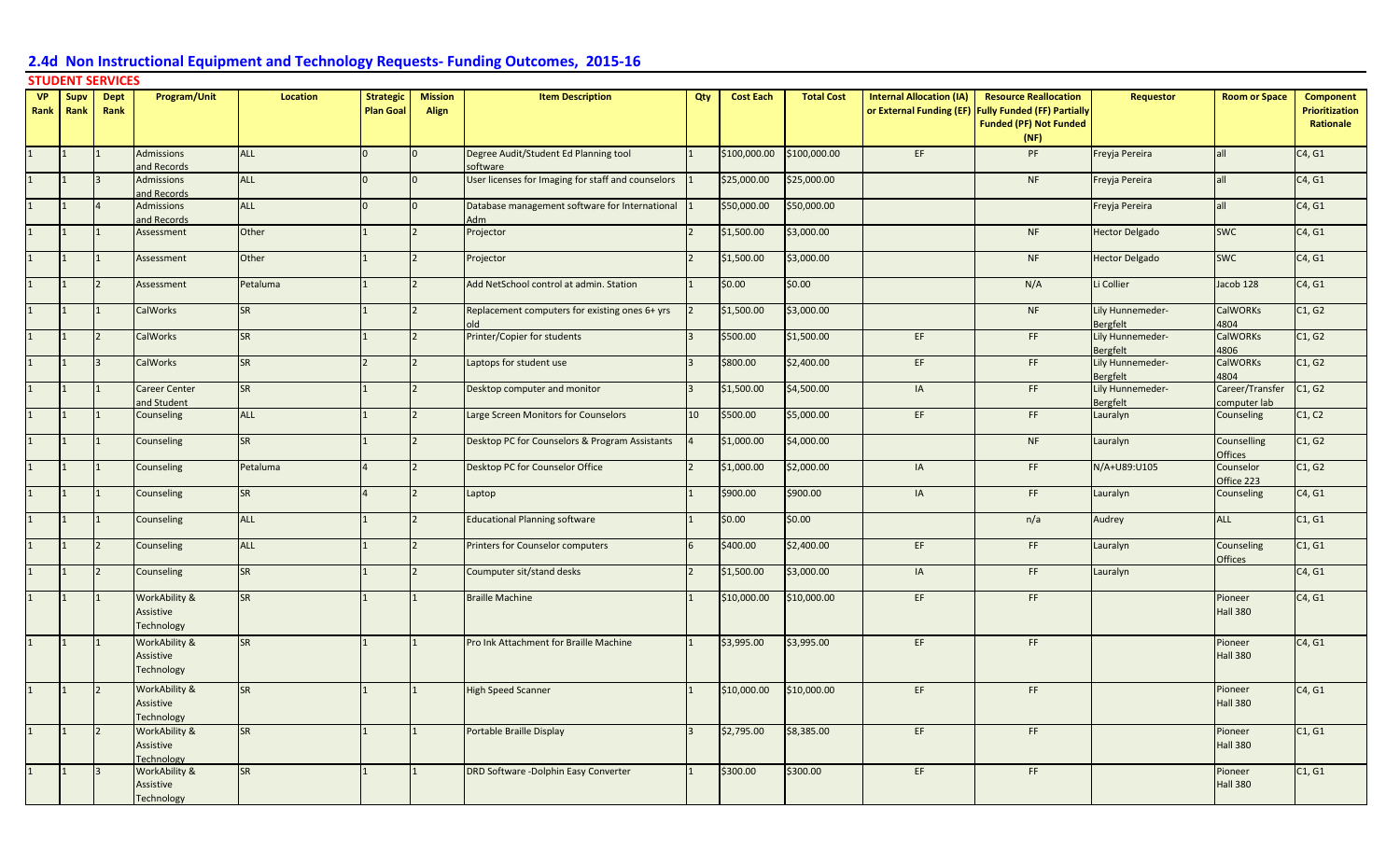## 2.4d Non Instructional Equipment and Technology Requests- Funding Outcomes, 2015-16

### STUDENT SERVICES

| VP Rank | Supv Rank | Dept Rank | Program/Unit | Location | Strategic Plan Goal | Mission Align | Item Description | Qty | Cost Each | Total Cost | Internal Allocation (IA) or External Funding (EF) | Resource Reallocation Fully Funded (FF) Partially Funded (PF) Not Funded (NF) | Requestor | Room or Space | Component Prioritization Rationale |
|---|---|---|---|---|---|---|---|---|---|---|---|---|---|---|---|
| 1 | 1 | 1 | Admissions and Records | ALL | 0 | 0 | Degree Audit/Student Ed Planning tool software | 1 | $100,000.00 | $100,000.00 | EF | PF | Freyja Pereira | all | C4, G1 |
| 1 | 1 | 3 | Admissions and Records | ALL | 0 | 0 | User licenses for Imaging for staff and counselors | 1 | $25,000.00 | $25,000.00 | | NF | Freyja Pereira | all | C4, G1 |
| 1 | 1 | 4 | Admissions and Records | ALL | 0 | 0 | Database management software for International Adm | 1 | $50,000.00 | $50,000.00 | | | Freyja Pereira | all | C4, G1 |
| 1 | 1 | 1 | Assessment | Other | 1 | 2 | Projector | 2 | $1,500.00 | $3,000.00 | | NF | Hector Delgado | SWC | C4, G1 |
| 1 | 1 | 1 | Assessment | Other | 1 | 2 | Projector | 2 | $1,500.00 | $3,000.00 | | NF | Hector Delgado | SWC | C4, G1 |
| 1 | 1 | 2 | Assessment | Petaluma | 1 | 2 | Add NetSchool control at admin. Station | 1 | $0.00 | $0.00 | | N/A | Li Collier | Jacob 128 | C4, G1 |
| 1 | 1 | 1 | CalWorks | SR | 1 | 2 | Replacement computers for existing ones 6+ yrs old | 2 | $1,500.00 | $3,000.00 | | NF | Lily Hunnemeder-Bergfelt | CalWORKs 4804 | C1, G2 |
| 1 | 1 | 2 | CalWorks | SR | 1 | 2 | Printer/Copier for students | 3 | $500.00 | $1,500.00 | EF | FF | Lily Hunnemeder-Bergfelt | CalWORKs 4806 | C1, G2 |
| 1 | 1 | 3 | CalWorks | SR | 2 | 2 | Laptops for student use | 3 | $800.00 | $2,400.00 | EF | FF | Lily Hunnemeder-Bergfelt | CalWORKs 4804 | C1, G2 |
| 1 | 1 | 1 | Career Center and Student | SR | 1 | 2 | Desktop computer and monitor | 3 | $1,500.00 | $4,500.00 | IA | FF | Lily Hunnemeder-Bergfelt | Career/Transfer computer lab | C1, G2 |
| 1 | 1 | 1 | Counseling | ALL | 1 | 2 | Large Screen Monitors for Counselors | 10 | $500.00 | $5,000.00 | EF | FF | Lauralyn | Counseling | C1, C2 |
| 1 | 1 | 1 | Counseling | SR | 1 | 2 | Desktop PC for Counselors & Program Assistants | 4 | $1,000.00 | $4,000.00 | | NF | Lauralyn | Counselling Offices | C1, G2 |
| 1 | 1 | 1 | Counseling | Petaluma | 4 | 2 | Desktop PC for Counselor Office | 2 | $1,000.00 | $2,000.00 | IA | FF | N/A+U89:U105 | Counselor Office 223 | C1, G2 |
| 1 | 1 | 1 | Counseling | SR | 4 | 2 | Laptop | 1 | $900.00 | $900.00 | IA | FF | Lauralyn | Counseling | C4, G1 |
| 1 | 1 | 1 | Counseling | ALL | 1 | 2 | Educational Planning software | 1 | $0.00 | $0.00 | | n/a | Audrey | ALL | C1, G1 |
| 1 | 1 | 2 | Counseling | ALL | 1 | 2 | Printers for Counselor computers | 6 | $400.00 | $2,400.00 | EF | FF | Lauralyn | Counseling Offices | C1, G1 |
| 1 | 1 | 2 | Counseling | SR | 1 | 2 | Coumputer sit/stand desks | 2 | $1,500.00 | $3,000.00 | IA | FF | Lauralyn | | C4, G1 |
| 1 | 1 | 1 | WorkAbility & Assistive Technology | SR | 1 | 1 | Braille Machine | 1 | $10,000.00 | $10,000.00 | EF | FF | | Pioneer Hall 380 | C4, G1 |
| 1 | 1 | 1 | WorkAbility & Assistive Technology | SR | 1 | 1 | Pro Ink Attachment for Braille Machine | 1 | $3,995.00 | $3,995.00 | EF | FF | | Pioneer Hall 380 | C4, G1 |
| 1 | 1 | 2 | WorkAbility & Assistive Technology | SR | 1 | 1 | High Speed Scanner | 1 | $10,000.00 | $10,000.00 | EF | FF | | Pioneer Hall 380 | C4, G1 |
| 1 | 1 | 2 | WorkAbility & Assistive Technology | SR | 1 | 1 | Portable Braille Display | 3 | $2,795.00 | $8,385.00 | EF | FF | | Pioneer Hall 380 | C1, G1 |
| 1 | 1 | 3 | WorkAbility & Assistive Technology | SR | 1 | 1 | DRD Software -Dolphin Easy Converter | 1 | $300.00 | $300.00 | EF | FF | | Pioneer Hall 380 | C1, G1 |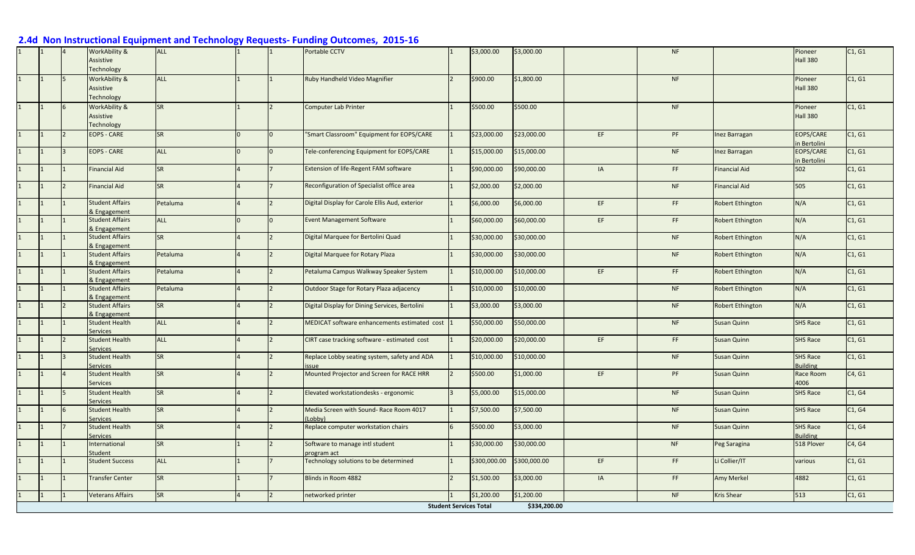## 2.4d Non Instructional Equipment and Technology Requests- Funding Outcomes, 2015-16

| | | | | | | | | | | | | | | | |
|---|---|---|---|---|---|---|---|---|---|---|---|---|---|---|---|
| 1 | 1 | 4 | WorkAbility & Assistive Technology | ALL | 1 | 1 | Portable CCTV | 1 | $3,000.00 | $3,000.00 | | NF | | Pioneer Hall 380 | C1, G1 |
| 1 | 1 | 5 | WorkAbility & Assistive Technology | ALL | 1 | 1 | Ruby Handheld Video Magnifier | 2 | $900.00 | $1,800.00 | | NF | | Pioneer Hall 380 | C1, G1 |
| 1 | 1 | 6 | WorkAbility & Assistive Technology | SR | 1 | 2 | Computer Lab Printer | 1 | $500.00 | $500.00 | | NF | | Pioneer Hall 380 | C1, G1 |
| 1 | 1 | 2 | EOPS - CARE | SR | 0 | 0 | "Smart Classroom" Equipment for EOPS/CARE | 1 | $23,000.00 | $23,000.00 | EF | PF | Inez Barragan | EOPS/CARE in Bertolini | C1, G1 |
| 1 | 1 | 3 | EOPS - CARE | ALL | 0 | 0 | Tele-conferencing Equipment for EOPS/CARE | 1 | $15,000.00 | $15,000.00 | | NF | Inez Barragan | EOPS/CARE in Bertolini | C1, G1 |
| 1 | 1 | 1 | Financial Aid | SR | 4 | 7 | Extension of life-Regent FAM software | 1 | $90,000.00 | $90,000.00 | IA | FF | Financial Aid | 502 | C1, G1 |
| 1 | 1 | 2 | Financial Aid | SR | 4 | 7 | Reconfiguration of Specialist office area | 1 | $2,000.00 | $2,000.00 | | NF | Financial Aid | 505 | C1, G1 |
| 1 | 1 | 1 | Student Affairs & Engagement | Petaluma | 4 | 2 | Digital Display for Carole Ellis Aud, exterior | 1 | $6,000.00 | $6,000.00 | EF | FF | Robert Ethington | N/A | C1, G1 |
| 1 | 1 | 1 | Student Affairs & Engagement | ALL | 0 | 0 | Event Management Software | 1 | $60,000.00 | $60,000.00 | EF | FF | Robert Ethington | N/A | C1, G1 |
| 1 | 1 | 1 | Student Affairs & Engagement | SR | 4 | 2 | Digital Marquee for Bertolini Quad | 1 | $30,000.00 | $30,000.00 | | NF | Robert Ethington | N/A | C1, G1 |
| 1 | 1 | 1 | Student Affairs & Engagement | Petaluma | 4 | 2 | Digital Marquee for Rotary Plaza | 1 | $30,000.00 | $30,000.00 | | NF | Robert Ethington | N/A | C1, G1 |
| 1 | 1 | 1 | Student Affairs & Engagement | Petaluma | 4 | 2 | Petaluma Campus Walkway Speaker System | 1 | $10,000.00 | $10,000.00 | EF | FF | Robert Ethington | N/A | C1, G1 |
| 1 | 1 | 1 | Student Affairs & Engagement | Petaluma | 4 | 2 | Outdoor Stage for Rotary Plaza adjacency | 1 | $10,000.00 | $10,000.00 | | NF | Robert Ethington | N/A | C1, G1 |
| 1 | 1 | 2 | Student Affairs & Engagement | SR | 4 | 2 | Digital Display for Dining Services, Bertolini | 1 | $3,000.00 | $3,000.00 | | NF | Robert Ethington | N/A | C1, G1 |
| 1 | 1 | 1 | Student Health Services | ALL | 4 | 2 | MEDICAT software enhancements estimated cost | 1 | $50,000.00 | $50,000.00 | | NF | Susan Quinn | SHS Race | C1, G1 |
| 1 | 1 | 2 | Student Health Services | ALL | 4 | 2 | CIRT case tracking software - estimated cost | 1 | $20,000.00 | $20,000.00 | EF | FF | Susan Quinn | SHS Race | C1, G1 |
| 1 | 1 | 3 | Student Health Services | SR | 4 | 2 | Replace Lobby seating system, safety and ADA issue | 1 | $10,000.00 | $10,000.00 | | NF | Susan Quinn | SHS Race Building | C1, G1 |
| 1 | 1 | 4 | Student Health Services | SR | 4 | 2 | Mounted Projector and Screen for RACE HRR | 2 | $500.00 | $1,000.00 | EF | PF | Susan Quinn | Race Room 4006 | C4, G1 |
| 1 | 1 | 5 | Student Health Services | SR | 4 | 2 | Elevated workstationdesks - ergonomic | 3 | $5,000.00 | $15,000.00 | | NF | Susan Quinn | SHS Race | C1, G4 |
| 1 | 1 | 6 | Student Health Services | SR | 4 | 2 | Media Screen with Sound- Race Room 4017 (Lobby) | 1 | $7,500.00 | $7,500.00 | | NF | Susan Quinn | SHS Race | C1, G4 |
| 1 | 1 | 7 | Student Health Services | SR | 4 | 2 | Replace computer workstation chairs | 6 | $500.00 | $3,000.00 | | NF | Susan Quinn | SHS Race Building | C1, G4 |
| 1 | 1 | 1 | International Student | SR | 1 | 2 | Software to manage intl student program act | 1 | $30,000.00 | $30,000.00 | | NF | Peg Saragina | 518 Plover | C4, G4 |
| 1 | 1 | 1 | Student Success | ALL | 1 | 7 | Technology solutions to be determined | 1 | $300,000.00 | $300,000.00 | EF | FF | Li Collier/IT | various | C1, G1 |
| 1 | 1 | 1 | Transfer Center | SR | 1 | 7 | Blinds in Room 4882 | 2 | $1,500.00 | $3,000.00 | IA | FF | Amy Merkel | 4882 | C1, G1 |
| 1 | 1 | 1 | Veterans Affairs | SR | 4 | 2 | networked printer | 1 | $1,200.00 | $1,200.00 | | NF | Kris Shear | 513 | C1, G1 |
| | | | | | | | | Student Services Total | | $334,200.00 | | | | | |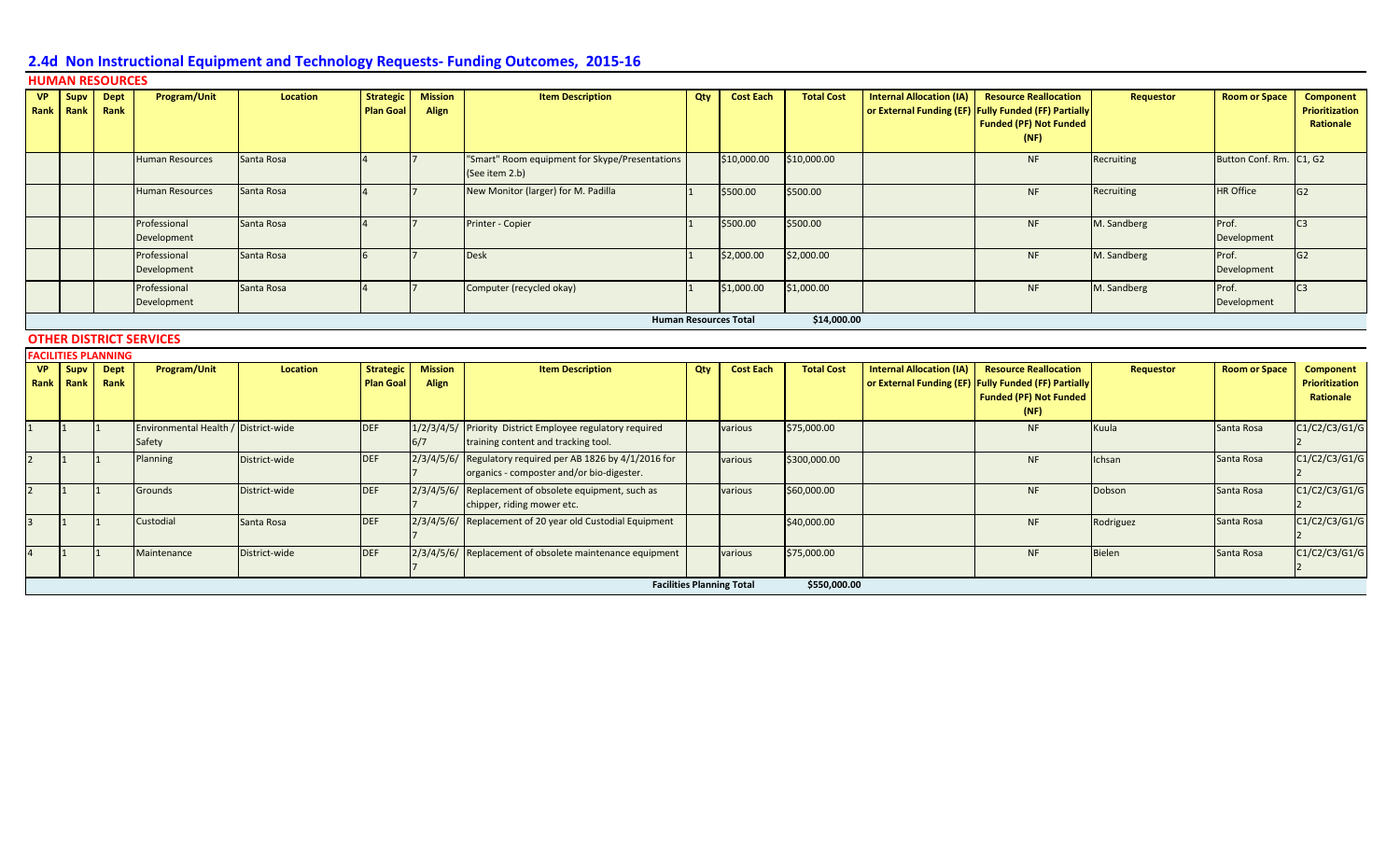## 2.4d Non Instructional Equipment and Technology Requests- Funding Outcomes, 2015-16

### HUMAN RESOURCES

| VP Rank | Supv Rank | Dept Rank | Program/Unit | Location | Strategic Plan Goal | Mission Align | Item Description | Qty | Cost Each | Total Cost | Internal Allocation (IA) or External Funding (EF) | Resource Reallocation Fully Funded (FF) Partially Funded (PF) Not Funded (NF) | Requestor | Room or Space | Component Prioritization Rationale |
|---|---|---|---|---|---|---|---|---|---|---|---|---|---|---|---|
| | | | Human Resources | Santa Rosa | 4 | 7 | "Smart" Room equipment for Skype/Presentations (See item 2.b) | | $10,000.00 | $10,000.00 | | NF | Recruiting | Button Conf. Rm. | C1, G2 |
| | | | Human Resources | Santa Rosa | 4 | 7 | New Monitor (larger) for M. Padilla | 1 | $500.00 | $500.00 | | NF | Recruiting | HR Office | G2 |
| | | | Professional Development | Santa Rosa | 4 | 7 | Printer - Copier | 1 | $500.00 | $500.00 | | NF | M. Sandberg | Prof. Development | C3 |
| | | | Professional Development | Santa Rosa | 6 | 7 | Desk | 1 | $2,000.00 | $2,000.00 | | NF | M. Sandberg | Prof. Development | G2 |
| | | | Professional Development | Santa Rosa | 4 | 7 | Computer (recycled okay) | 1 | $1,000.00 | $1,000.00 | | NF | M. Sandberg | Prof. Development | C3 |
| | | | | | | | | | **Human Resources Total** | **$14,000.00** | | | | | |

### OTHER DISTRICT SERVICES

#### FACILITIES PLANNING

| VP Rank | Supv Rank | Dept Rank | Program/Unit | Location | Strategic Plan Goal | Mission Align | Item Description | Qty | Cost Each | Total Cost | Internal Allocation (IA) or External Funding (EF) | Resource Reallocation Fully Funded (FF) Partially Funded (PF) Not Funded (NF) | Requestor | Room or Space | Component Prioritization Rationale |
|---|---|---|---|---|---|---|---|---|---|---|---|---|---|---|---|
| 1 | 1 | 1 | Environmental Health / Safety | District-wide | DEF | 1/2/3/4/5/6/7 | Priority District Employee regulatory required training content and tracking tool. | | various | $75,000.00 | | NF | Kuula | Santa Rosa | C1/C2/C3/G1/G2 |
| 2 | 1 | 1 | Planning | District-wide | DEF | 2/3/4/5/6/7 | Regulatory required per AB 1826 by 4/1/2016 for organics - composter and/or bio-digester. | | various | $300,000.00 | | NF | Ichsan | Santa Rosa | C1/C2/C3/G1/G2 |
| 2 | 1 | 1 | Grounds | District-wide | DEF | 2/3/4/5/6/7 | Replacement of obsolete equipment, such as chipper, riding mower etc. | | various | $60,000.00 | | NF | Dobson | Santa Rosa | C1/C2/C3/G1/G2 |
| 3 | 1 | 1 | Custodial | Santa Rosa | DEF | 2/3/4/5/6/7 | Replacement of 20 year old Custodial Equipment | | | $40,000.00 | | NF | Rodriguez | Santa Rosa | C1/C2/C3/G1/G2 |
| 4 | 1 | 1 | Maintenance | District-wide | DEF | 2/3/4/5/6/7 | Replacement of obsolete maintenance equipment | | various | $75,000.00 | | NF | Bielen | Santa Rosa | C1/C2/C3/G1/G2 |
| | | | | | | | | | **Facilities Planning Total** | **$550,000.00** | | | | | |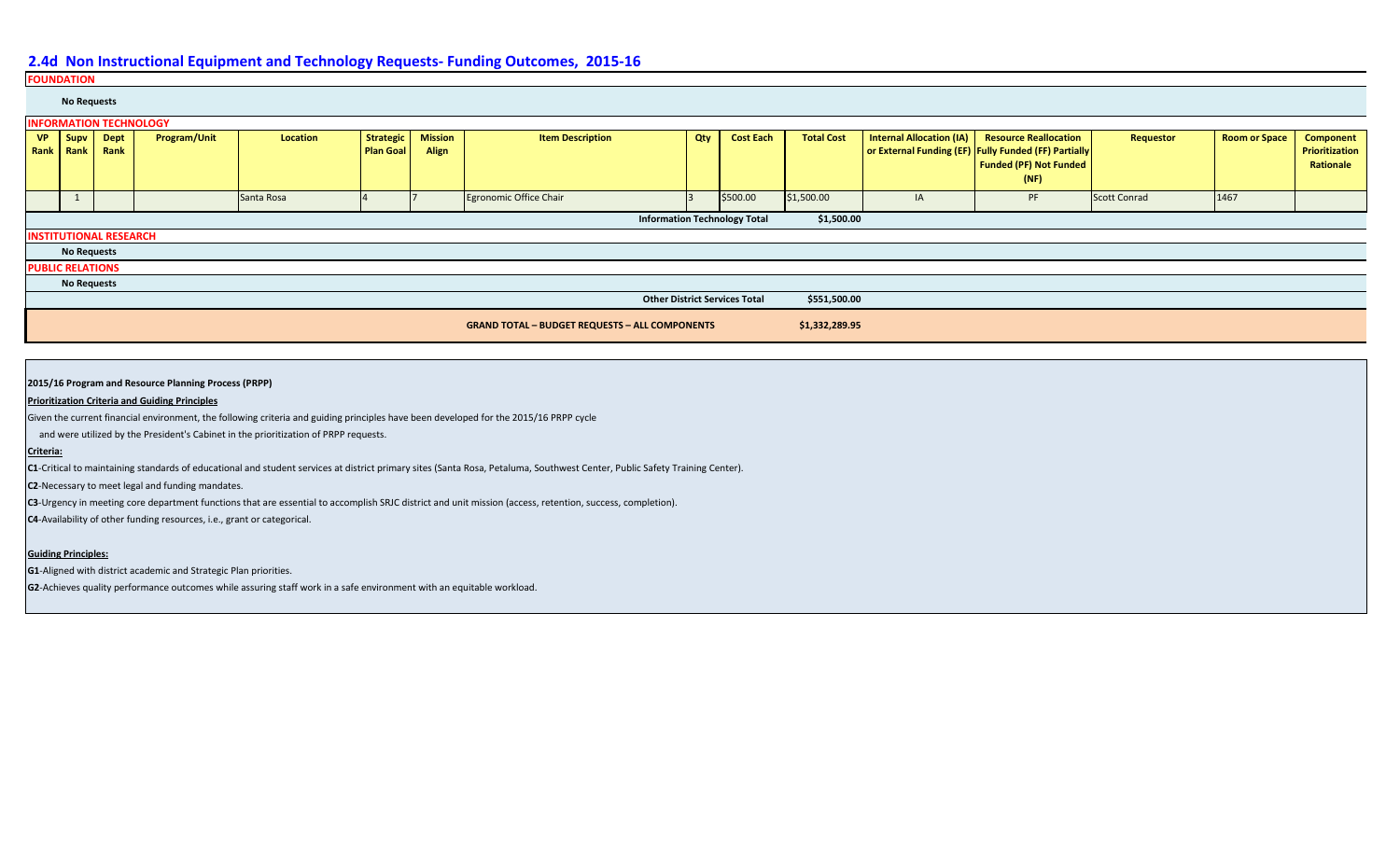## 2.4d Non Instructional Equipment and Technology Requests- Funding Outcomes, 2015-16

**FOUNDATION**

**No Requests**

**INFORMATION TECHNOLOGY**

| VP Rank | Supv Rank | Dept Rank | Program/Unit | Location | Strategic Plan Goal | Mission Align | Item Description | Qty | Cost Each | Total Cost | Internal Allocation (IA) or External Funding (EF) | Resource Reallocation Fully Funded (FF) Partially Funded (PF) Not Funded (NF) | Requestor | Room or Space | Component Prioritization Rationale |
|---|---|---|---|---|---|---|---|---|---|---|---|---|---|---|---|
| | 1 | | | Santa Rosa | 4 | 7 | Egronomic Office Chair | 3 | $500.00 | $1,500.00 | IA | PF | Scott Conrad | 1467 | |
| | | | | | | | | | **Information Technology Total** | **$1,500.00** | | | | | |

**INSTITUTIONAL RESEARCH**

**No Requests**

**PUBLIC RELATIONS**

**No Requests**

**Other District Services Total** **$551,500.00**

**GRAND TOTAL – BUDGET REQUESTS – ALL COMPONENTS** **$1,332,289.95**

**2015/16 Program and Resource Planning Process (PRPP)**

**Prioritization Criteria and Guiding Principles**

Given the current financial environment, the following criteria and guiding principles have been developed for the 2015/16 PRPP cycle and were utilized by the President's Cabinet in the prioritization of PRPP requests.

**Criteria:**

**C1**-Critical to maintaining standards of educational and student services at district primary sites (Santa Rosa, Petaluma, Southwest Center, Public Safety Training Center).

**C2**-Necessary to meet legal and funding mandates.

**C3**-Urgency in meeting core department functions that are essential to accomplish SRJC district and unit mission (access, retention, success, completion).

**C4**-Availability of other funding resources, i.e., grant or categorical.

**Guiding Principles:**

**G1**-Aligned with district academic and Strategic Plan priorities.

**G2**-Achieves quality performance outcomes while assuring staff work in a safe environment with an equitable workload.